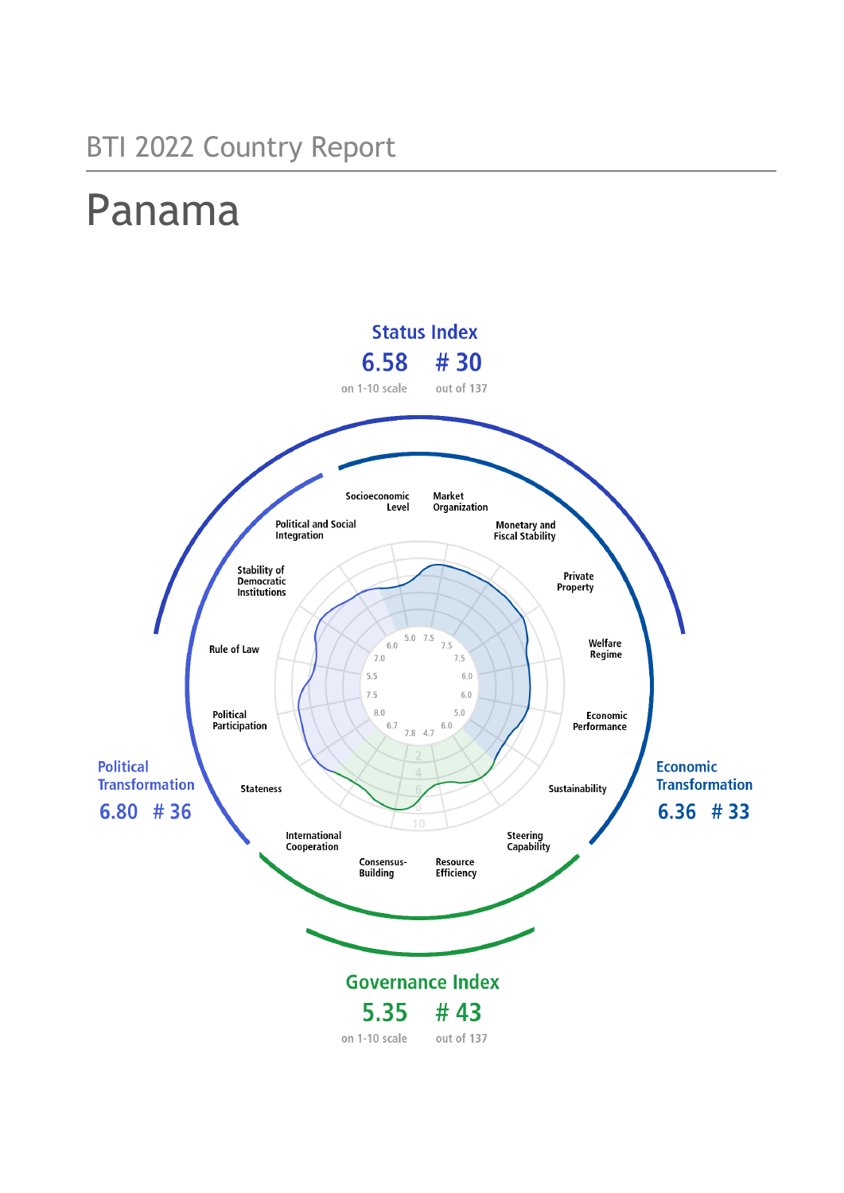BTI 2022 Country Report

# Panama

## Status Index

**6.58** on 1-10 scale

**# 30** out of 137

Socioeconomic Level

Market Organization

Monetary and Fiscal Stability

Private Property

Welfare Regime

Economic Performance

Sustainability

Steering Capability

Resource Efficiency

Consensus-Building

International Cooperation

Stateness

Political Participation

Rule of Law

Stability of Democratic Institutions

Political and Social Integration

## Political Transformation

**6.80 # 36**

## Economic Transformation

**6.36 # 33**

## Governance Index

**5.35** on 1-10 scale

**# 43** out of 137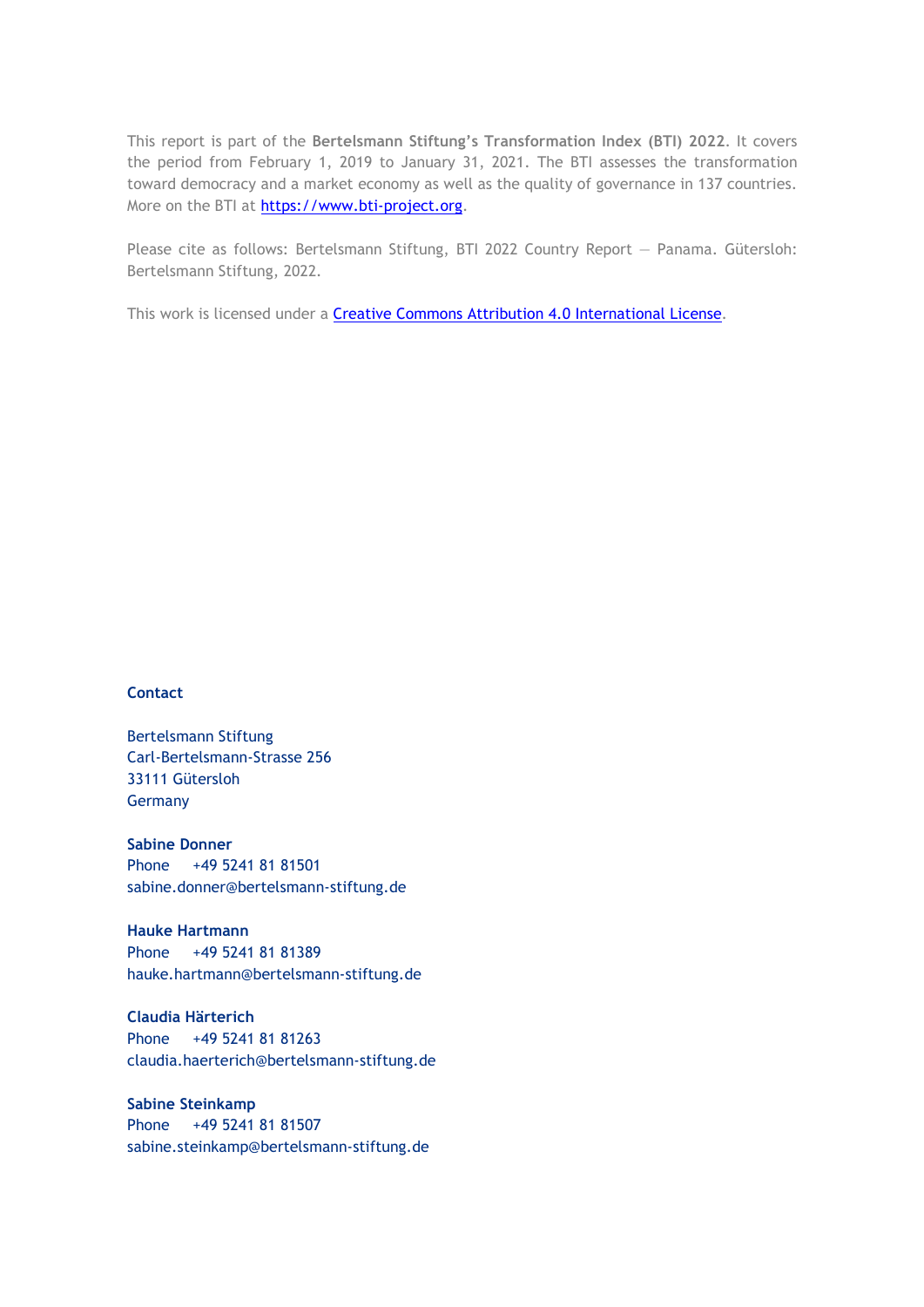This report is part of the **Bertelsmann Stiftung's Transformation Index (BTI) 2022**. It covers the period from February 1, 2019 to January 31, 2021. The BTI assesses the transformation toward democracy and a market economy as well as the quality of governance in 137 countries. More on the BTI at [https://www.bti-project.org](https://www.bti-project.org).

Please cite as follows: Bertelsmann Stiftung, BTI 2022 Country Report — Panama. Gütersloh: Bertelsmann Stiftung, 2022.

This work is licensed under a Creative Commons Attribution 4.0 International License.

**Contact**

Bertelsmann Stiftung
Carl-Bertelsmann-Strasse 256
33111 Gütersloh
Germany

**Sabine Donner**
Phone +49 5241 81 81501
sabine.donner@bertelsmann-stiftung.de

**Hauke Hartmann**
Phone +49 5241 81 81389
hauke.hartmann@bertelsmann-stiftung.de

**Claudia Härterich**
Phone +49 5241 81 81263
claudia.haerterich@bertelsmann-stiftung.de

**Sabine Steinkamp**
Phone +49 5241 81 81507
sabine.steinkamp@bertelsmann-stiftung.de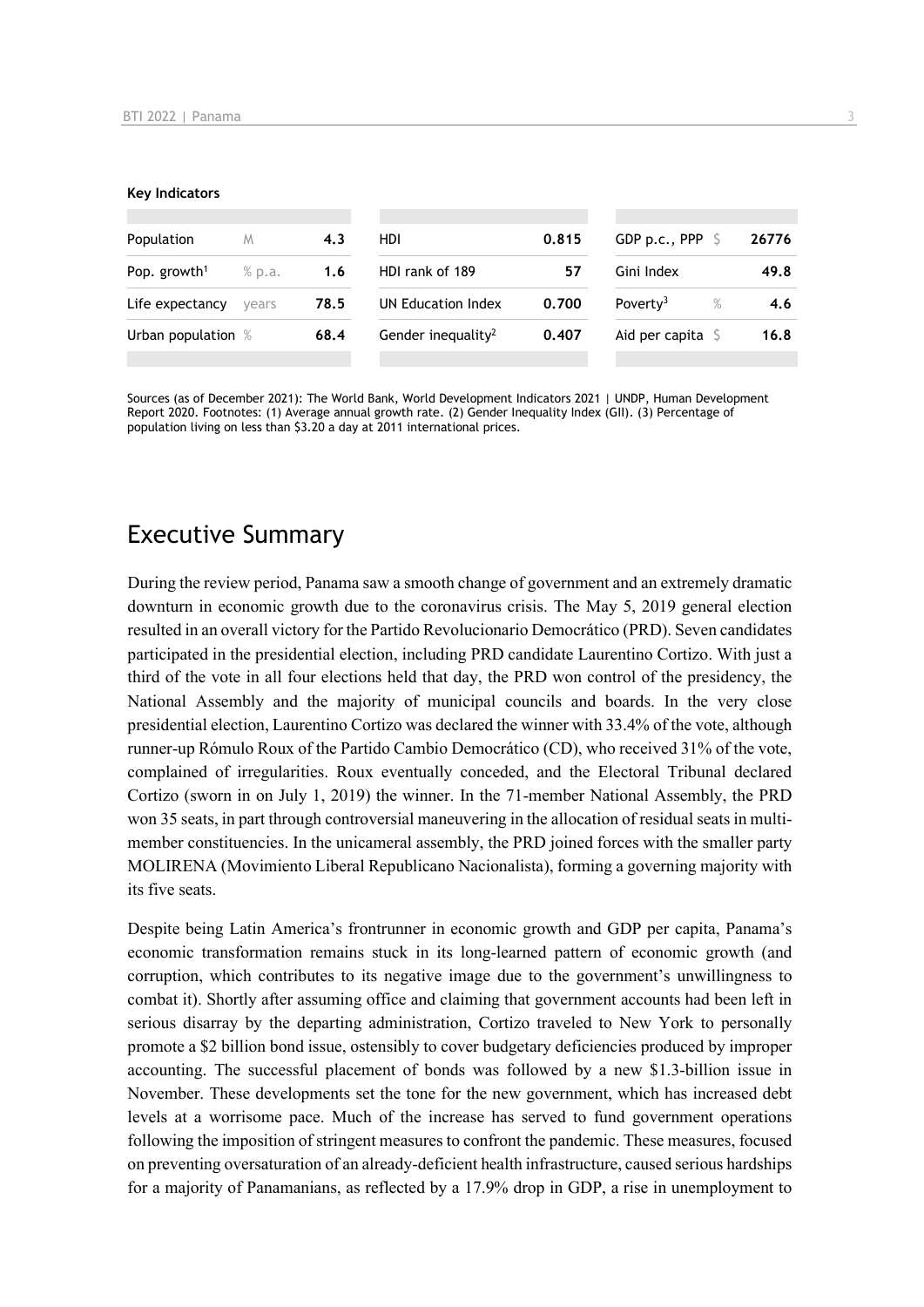**Key Indicators**

| Population | M | 4.3 | HDI | 0.815 | GDP p.c., PPP | $ | 26776 |
|---|---|---|---|---|---|---|---|
| Pop. growth[1] | % p.a. | 1.6 | HDI rank of 189 | 57 | Gini Index | | 49.8 |
| Life expectancy | years | 78.5 | UN Education Index | 0.700 | Poverty[3] | % | 4.6 |
| Urban population | % | 68.4 | Gender inequality[2] | 0.407 | Aid per capita | $ | 16.8 |

Sources (as of December 2021): The World Bank, World Development Indicators 2021 | UNDP, Human Development Report 2020. Footnotes: (1) Average annual growth rate. (2) Gender Inequality Index (GII). (3) Percentage of population living on less than $3.20 a day at 2011 international prices.

## Executive Summary

During the review period, Panama saw a smooth change of government and an extremely dramatic downturn in economic growth due to the coronavirus crisis. The May 5, 2019 general election resulted in an overall victory for the Partido Revolucionario Democrático (PRD). Seven candidates participated in the presidential election, including PRD candidate Laurentino Cortizo. With just a third of the vote in all four elections held that day, the PRD won control of the presidency, the National Assembly and the majority of municipal councils and boards. In the very close presidential election, Laurentino Cortizo was declared the winner with 33.4% of the vote, although runner-up Rómulo Roux of the Partido Cambio Democrático (CD), who received 31% of the vote, complained of irregularities. Roux eventually conceded, and the Electoral Tribunal declared Cortizo (sworn in on July 1, 2019) the winner. In the 71-member National Assembly, the PRD won 35 seats, in part through controversial maneuvering in the allocation of residual seats in multi-member constituencies. In the unicameral assembly, the PRD joined forces with the smaller party MOLIRENA (Movimiento Liberal Republicano Nacionalista), forming a governing majority with its five seats.

Despite being Latin America's frontrunner in economic growth and GDP per capita, Panama's economic transformation remains stuck in its long-learned pattern of economic growth (and corruption, which contributes to its negative image due to the government's unwillingness to combat it). Shortly after assuming office and claiming that government accounts had been left in serious disarray by the departing administration, Cortizo traveled to New York to personally promote a $2 billion bond issue, ostensibly to cover budgetary deficiencies produced by improper accounting. The successful placement of bonds was followed by a new $1.3-billion issue in November. These developments set the tone for the new government, which has increased debt levels at a worrisome pace. Much of the increase has served to fund government operations following the imposition of stringent measures to confront the pandemic. These measures, focused on preventing oversaturation of an already-deficient health infrastructure, caused serious hardships for a majority of Panamanians, as reflected by a 17.9% drop in GDP, a rise in unemployment to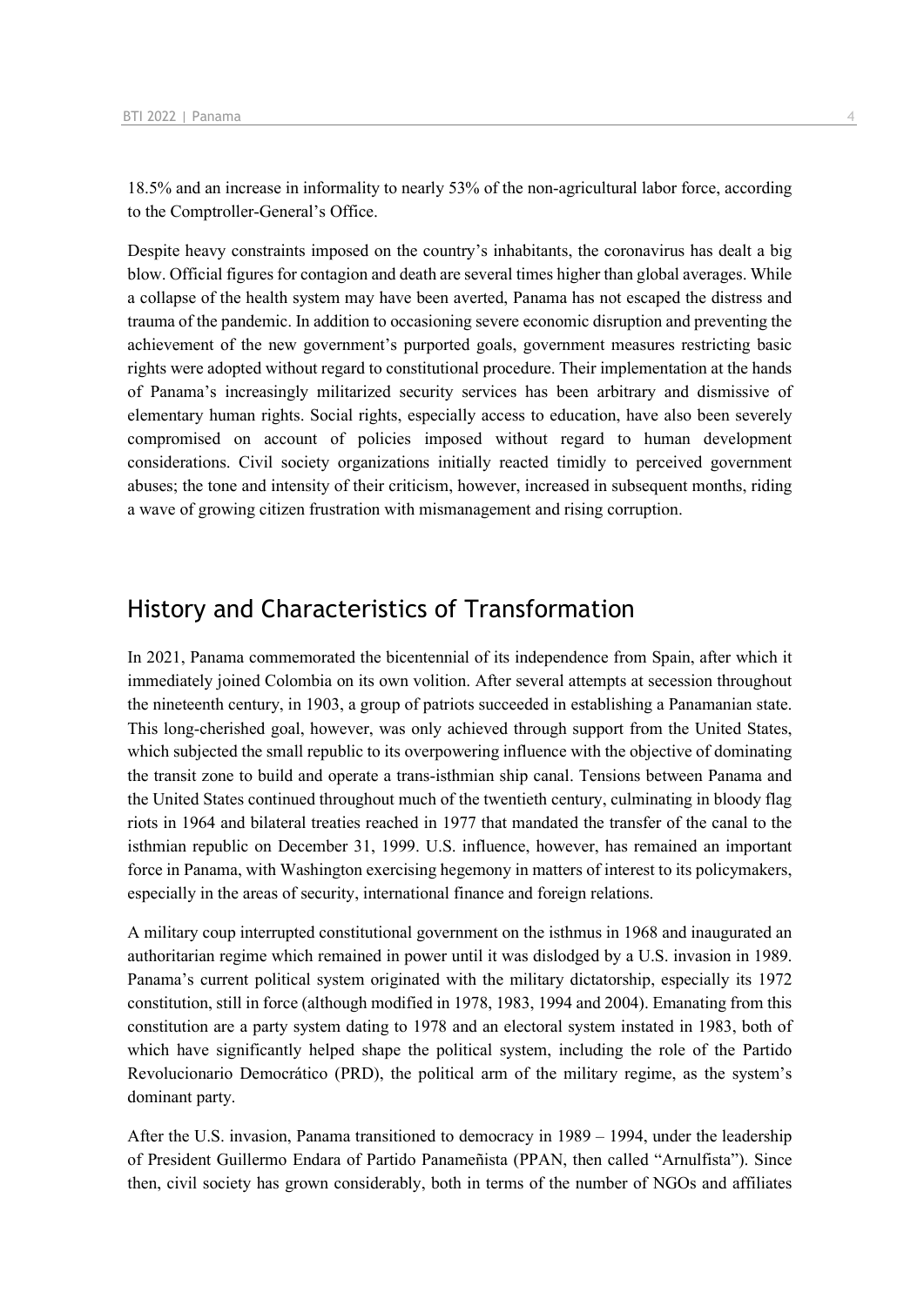18.5% and an increase in informality to nearly 53% of the non-agricultural labor force, according to the Comptroller-General's Office.

Despite heavy constraints imposed on the country's inhabitants, the coronavirus has dealt a big blow. Official figures for contagion and death are several times higher than global averages. While a collapse of the health system may have been averted, Panama has not escaped the distress and trauma of the pandemic. In addition to occasioning severe economic disruption and preventing the achievement of the new government's purported goals, government measures restricting basic rights were adopted without regard to constitutional procedure. Their implementation at the hands of Panama's increasingly militarized security services has been arbitrary and dismissive of elementary human rights. Social rights, especially access to education, have also been severely compromised on account of policies imposed without regard to human development considerations. Civil society organizations initially reacted timidly to perceived government abuses; the tone and intensity of their criticism, however, increased in subsequent months, riding a wave of growing citizen frustration with mismanagement and rising corruption.

## History and Characteristics of Transformation

In 2021, Panama commemorated the bicentennial of its independence from Spain, after which it immediately joined Colombia on its own volition. After several attempts at secession throughout the nineteenth century, in 1903, a group of patriots succeeded in establishing a Panamanian state. This long-cherished goal, however, was only achieved through support from the United States, which subjected the small republic to its overpowering influence with the objective of dominating the transit zone to build and operate a trans-isthmian ship canal. Tensions between Panama and the United States continued throughout much of the twentieth century, culminating in bloody flag riots in 1964 and bilateral treaties reached in 1977 that mandated the transfer of the canal to the isthmian republic on December 31, 1999. U.S. influence, however, has remained an important force in Panama, with Washington exercising hegemony in matters of interest to its policymakers, especially in the areas of security, international finance and foreign relations.

A military coup interrupted constitutional government on the isthmus in 1968 and inaugurated an authoritarian regime which remained in power until it was dislodged by a U.S. invasion in 1989. Panama's current political system originated with the military dictatorship, especially its 1972 constitution, still in force (although modified in 1978, 1983, 1994 and 2004). Emanating from this constitution are a party system dating to 1978 and an electoral system instated in 1983, both of which have significantly helped shape the political system, including the role of the Partido Revolucionario Democrático (PRD), the political arm of the military regime, as the system's dominant party.

After the U.S. invasion, Panama transitioned to democracy in 1989 – 1994, under the leadership of President Guillermo Endara of Partido Panameñista (PPAN, then called "Arnulfista"). Since then, civil society has grown considerably, both in terms of the number of NGOs and affiliates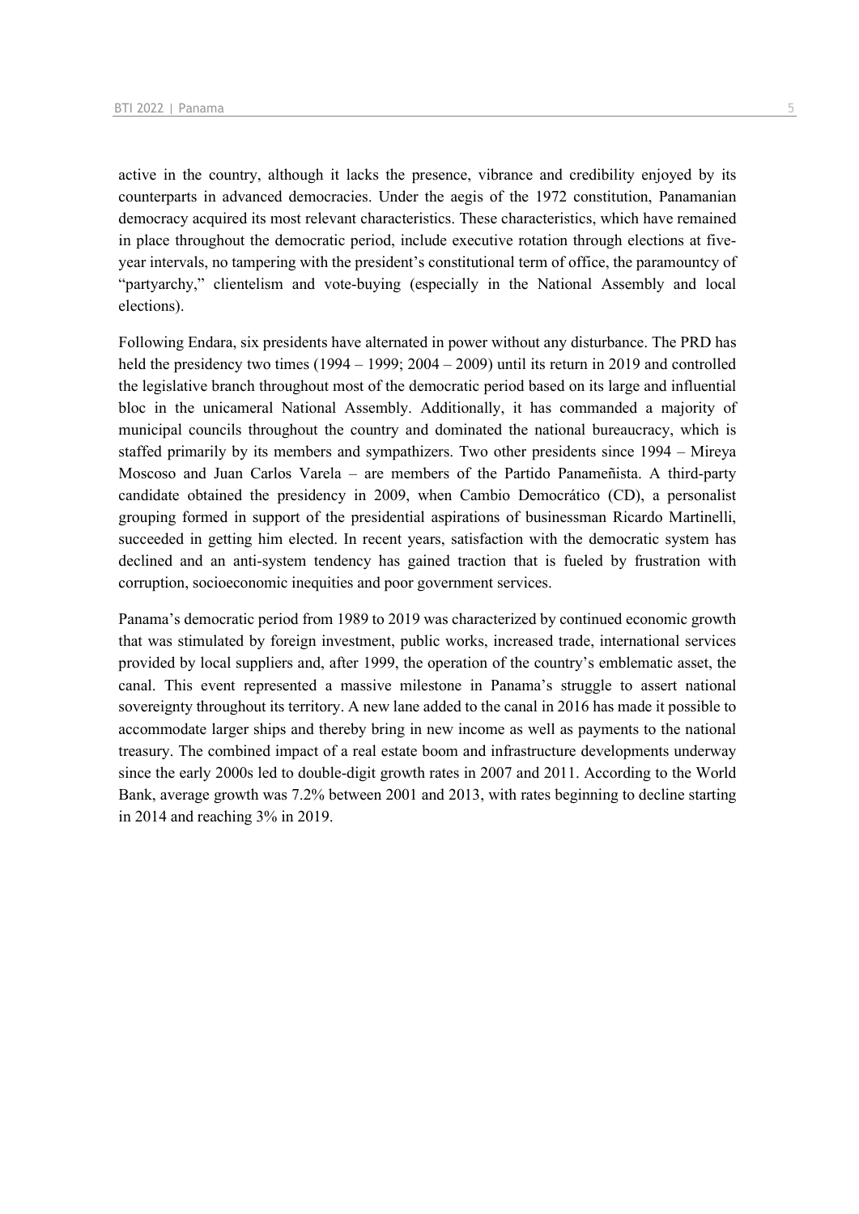active in the country, although it lacks the presence, vibrance and credibility enjoyed by its counterparts in advanced democracies. Under the aegis of the 1972 constitution, Panamanian democracy acquired its most relevant characteristics. These characteristics, which have remained in place throughout the democratic period, include executive rotation through elections at five-year intervals, no tampering with the president's constitutional term of office, the paramountcy of "partyarchy," clientelism and vote-buying (especially in the National Assembly and local elections).

Following Endara, six presidents have alternated in power without any disturbance. The PRD has held the presidency two times (1994 – 1999; 2004 – 2009) until its return in 2019 and controlled the legislative branch throughout most of the democratic period based on its large and influential bloc in the unicameral National Assembly. Additionally, it has commanded a majority of municipal councils throughout the country and dominated the national bureaucracy, which is staffed primarily by its members and sympathizers. Two other presidents since 1994 – Mireya Moscoso and Juan Carlos Varela – are members of the Partido Panameñista. A third-party candidate obtained the presidency in 2009, when Cambio Democrático (CD), a personalist grouping formed in support of the presidential aspirations of businessman Ricardo Martinelli, succeeded in getting him elected. In recent years, satisfaction with the democratic system has declined and an anti-system tendency has gained traction that is fueled by frustration with corruption, socioeconomic inequities and poor government services.

Panama's democratic period from 1989 to 2019 was characterized by continued economic growth that was stimulated by foreign investment, public works, increased trade, international services provided by local suppliers and, after 1999, the operation of the country's emblematic asset, the canal. This event represented a massive milestone in Panama's struggle to assert national sovereignty throughout its territory. A new lane added to the canal in 2016 has made it possible to accommodate larger ships and thereby bring in new income as well as payments to the national treasury. The combined impact of a real estate boom and infrastructure developments underway since the early 2000s led to double-digit growth rates in 2007 and 2011. According to the World Bank, average growth was 7.2% between 2001 and 2013, with rates beginning to decline starting in 2014 and reaching 3% in 2019.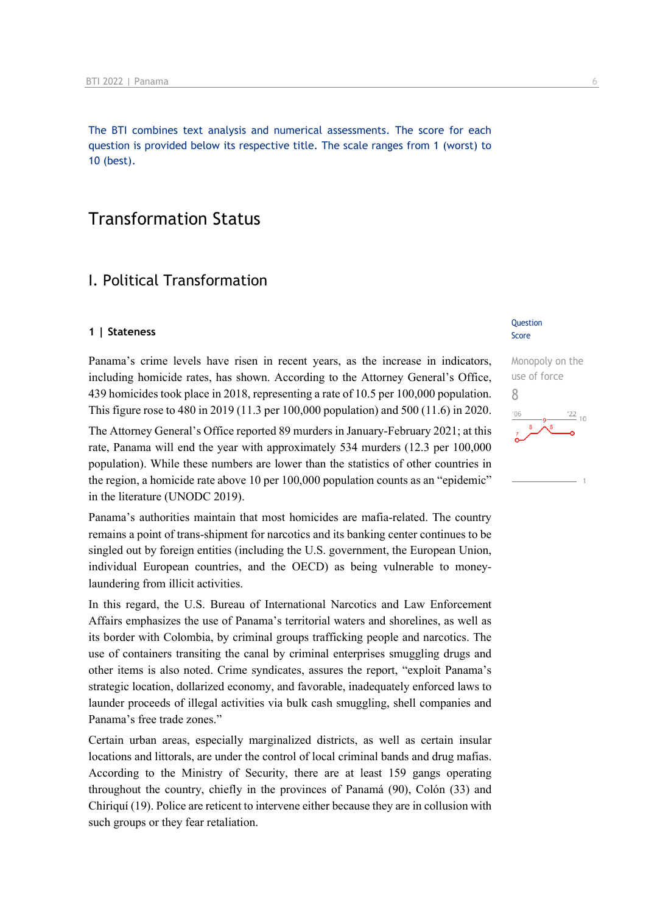The BTI combines text analysis and numerical assessments. The score for each question is provided below its respective title. The scale ranges from 1 (worst) to 10 (best).

# Transformation Status

## I. Political Transformation

### 1 | Stateness

Question Score

Monopoly on the use of force

8

Panama's crime levels have risen in recent years, as the increase in indicators, including homicide rates, has shown. According to the Attorney General's Office, 439 homicides took place in 2018, representing a rate of 10.5 per 100,000 population. This figure rose to 480 in 2019 (11.3 per 100,000 population) and 500 (11.6) in 2020.

The Attorney General's Office reported 89 murders in January-February 2021; at this rate, Panama will end the year with approximately 534 murders (12.3 per 100,000 population). While these numbers are lower than the statistics of other countries in the region, a homicide rate above 10 per 100,000 population counts as an "epidemic" in the literature (UNODC 2019).

Panama's authorities maintain that most homicides are mafia-related. The country remains a point of trans-shipment for narcotics and its banking center continues to be singled out by foreign entities (including the U.S. government, the European Union, individual European countries, and the OECD) as being vulnerable to money-laundering from illicit activities.

In this regard, the U.S. Bureau of International Narcotics and Law Enforcement Affairs emphasizes the use of Panama's territorial waters and shorelines, as well as its border with Colombia, by criminal groups trafficking people and narcotics. The use of containers transiting the canal by criminal enterprises smuggling drugs and other items is also noted. Crime syndicates, assures the report, "exploit Panama's strategic location, dollarized economy, and favorable, inadequately enforced laws to launder proceeds of illegal activities via bulk cash smuggling, shell companies and Panama's free trade zones."

Certain urban areas, especially marginalized districts, as well as certain insular locations and littorals, are under the control of local criminal bands and drug mafias. According to the Ministry of Security, there are at least 159 gangs operating throughout the country, chiefly in the provinces of Panamá (90), Colón (33) and Chiriquí (19). Police are reticent to intervene either because they are in collusion with such groups or they fear retaliation.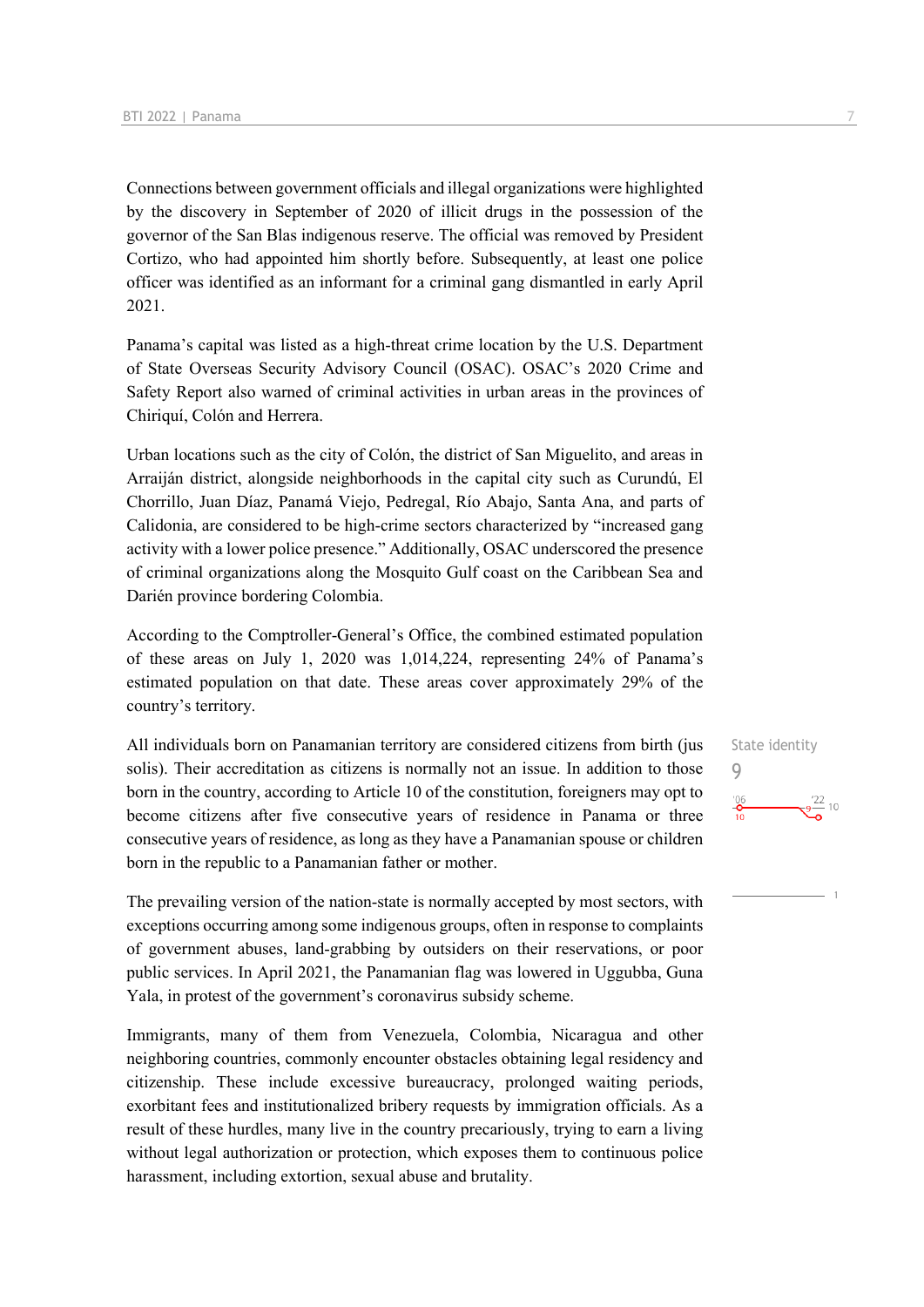Connections between government officials and illegal organizations were highlighted by the discovery in September of 2020 of illicit drugs in the possession of the governor of the San Blas indigenous reserve. The official was removed by President Cortizo, who had appointed him shortly before. Subsequently, at least one police officer was identified as an informant for a criminal gang dismantled in early April 2021.

Panama's capital was listed as a high-threat crime location by the U.S. Department of State Overseas Security Advisory Council (OSAC). OSAC's 2020 Crime and Safety Report also warned of criminal activities in urban areas in the provinces of Chiriquí, Colón and Herrera.

Urban locations such as the city of Colón, the district of San Miguelito, and areas in Arraiján district, alongside neighborhoods in the capital city such as Curundú, El Chorrillo, Juan Díaz, Panamá Viejo, Pedregal, Río Abajo, Santa Ana, and parts of Calidonia, are considered to be high-crime sectors characterized by "increased gang activity with a lower police presence." Additionally, OSAC underscored the presence of criminal organizations along the Mosquito Gulf coast on the Caribbean Sea and Darién province bordering Colombia.

According to the Comptroller-General's Office, the combined estimated population of these areas on July 1, 2020 was 1,014,224, representing 24% of Panama's estimated population on that date. These areas cover approximately 29% of the country's territory.

State identity
9

All individuals born on Panamanian territory are considered citizens from birth (jus solis). Their accreditation as citizens is normally not an issue. In addition to those born in the country, according to Article 10 of the constitution, foreigners may opt to become citizens after five consecutive years of residence in Panama or three consecutive years of residence, as long as they have a Panamanian spouse or children born in the republic to a Panamanian father or mother.

The prevailing version of the nation-state is normally accepted by most sectors, with exceptions occurring among some indigenous groups, often in response to complaints of government abuses, land-grabbing by outsiders on their reservations, or poor public services. In April 2021, the Panamanian flag was lowered in Uggubba, Guna Yala, in protest of the government's coronavirus subsidy scheme.

Immigrants, many of them from Venezuela, Colombia, Nicaragua and other neighboring countries, commonly encounter obstacles obtaining legal residency and citizenship. These include excessive bureaucracy, prolonged waiting periods, exorbitant fees and institutionalized bribery requests by immigration officials. As a result of these hurdles, many live in the country precariously, trying to earn a living without legal authorization or protection, which exposes them to continuous police harassment, including extortion, sexual abuse and brutality.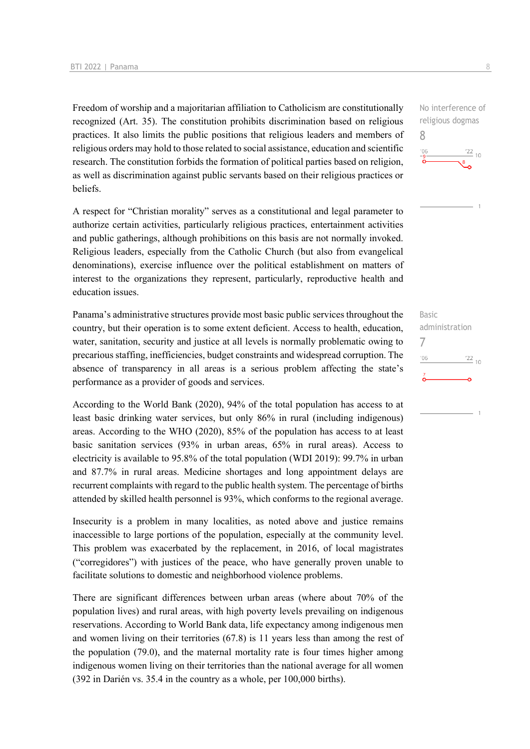Freedom of worship and a majoritarian affiliation to Catholicism are constitutionally recognized (Art. 35). The constitution prohibits discrimination based on religious practices. It also limits the public positions that religious leaders and members of religious orders may hold to those related to social assistance, education and scientific research. The constitution forbids the formation of political parties based on religion, as well as discrimination against public servants based on their religious practices or beliefs.

No interference of religious dogmas
8

A respect for "Christian morality" serves as a constitutional and legal parameter to authorize certain activities, particularly religious practices, entertainment activities and public gatherings, although prohibitions on this basis are not normally invoked. Religious leaders, especially from the Catholic Church (but also from evangelical denominations), exercise influence over the political establishment on matters of interest to the organizations they represent, particularly, reproductive health and education issues.

Panama's administrative structures provide most basic public services throughout the country, but their operation is to some extent deficient. Access to health, education, water, sanitation, security and justice at all levels is normally problematic owing to precarious staffing, inefficiencies, budget constraints and widespread corruption. The absence of transparency in all areas is a serious problem affecting the state's performance as a provider of goods and services.

Basic administration
7

According to the World Bank (2020), 94% of the total population has access to at least basic drinking water services, but only 86% in rural (including indigenous) areas. According to the WHO (2020), 85% of the population has access to at least basic sanitation services (93% in urban areas, 65% in rural areas). Access to electricity is available to 95.8% of the total population (WDI 2019): 99.7% in urban and 87.7% in rural areas. Medicine shortages and long appointment delays are recurrent complaints with regard to the public health system. The percentage of births attended by skilled health personnel is 93%, which conforms to the regional average.

Insecurity is a problem in many localities, as noted above and justice remains inaccessible to large portions of the population, especially at the community level. This problem was exacerbated by the replacement, in 2016, of local magistrates ("corregidores") with justices of the peace, who have generally proven unable to facilitate solutions to domestic and neighborhood violence problems.

There are significant differences between urban areas (where about 70% of the population lives) and rural areas, with high poverty levels prevailing on indigenous reservations. According to World Bank data, life expectancy among indigenous men and women living on their territories (67.8) is 11 years less than among the rest of the population (79.0), and the maternal mortality rate is four times higher among indigenous women living on their territories than the national average for all women (392 in Darién vs. 35.4 in the country as a whole, per 100,000 births).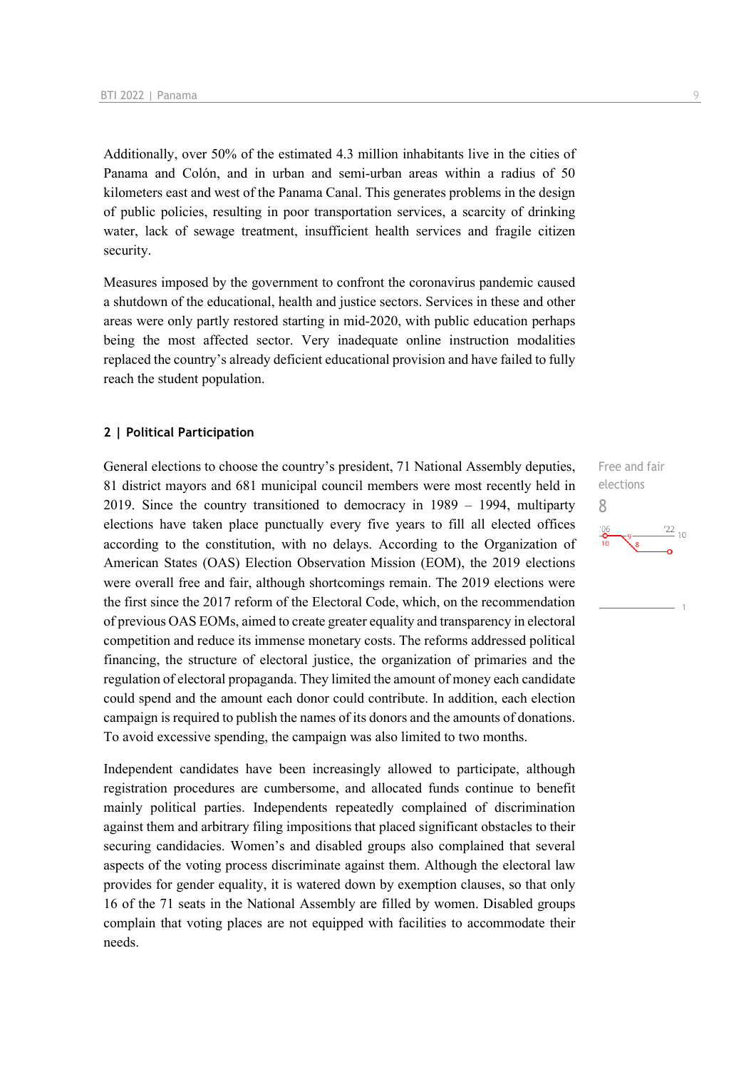Additionally, over 50% of the estimated 4.3 million inhabitants live in the cities of Panama and Colón, and in urban and semi-urban areas within a radius of 50 kilometers east and west of the Panama Canal. This generates problems in the design of public policies, resulting in poor transportation services, a scarcity of drinking water, lack of sewage treatment, insufficient health services and fragile citizen security.

Measures imposed by the government to confront the coronavirus pandemic caused a shutdown of the educational, health and justice sectors. Services in these and other areas were only partly restored starting in mid-2020, with public education perhaps being the most affected sector. Very inadequate online instruction modalities replaced the country's already deficient educational provision and have failed to fully reach the student population.

## 2 | Political Participation

Free and fair elections
8

General elections to choose the country's president, 71 National Assembly deputies, 81 district mayors and 681 municipal council members were most recently held in 2019. Since the country transitioned to democracy in 1989 – 1994, multiparty elections have taken place punctually every five years to fill all elected offices according to the constitution, with no delays. According to the Organization of American States (OAS) Election Observation Mission (EOM), the 2019 elections were overall free and fair, although shortcomings remain. The 2019 elections were the first since the 2017 reform of the Electoral Code, which, on the recommendation of previous OAS EOMs, aimed to create greater equality and transparency in electoral competition and reduce its immense monetary costs. The reforms addressed political financing, the structure of electoral justice, the organization of primaries and the regulation of electoral propaganda. They limited the amount of money each candidate could spend and the amount each donor could contribute. In addition, each election campaign is required to publish the names of its donors and the amounts of donations. To avoid excessive spending, the campaign was also limited to two months.

Independent candidates have been increasingly allowed to participate, although registration procedures are cumbersome, and allocated funds continue to benefit mainly political parties. Independents repeatedly complained of discrimination against them and arbitrary filing impositions that placed significant obstacles to their securing candidacies. Women's and disabled groups also complained that several aspects of the voting process discriminate against them. Although the electoral law provides for gender equality, it is watered down by exemption clauses, so that only 16 of the 71 seats in the National Assembly are filled by women. Disabled groups complain that voting places are not equipped with facilities to accommodate their needs.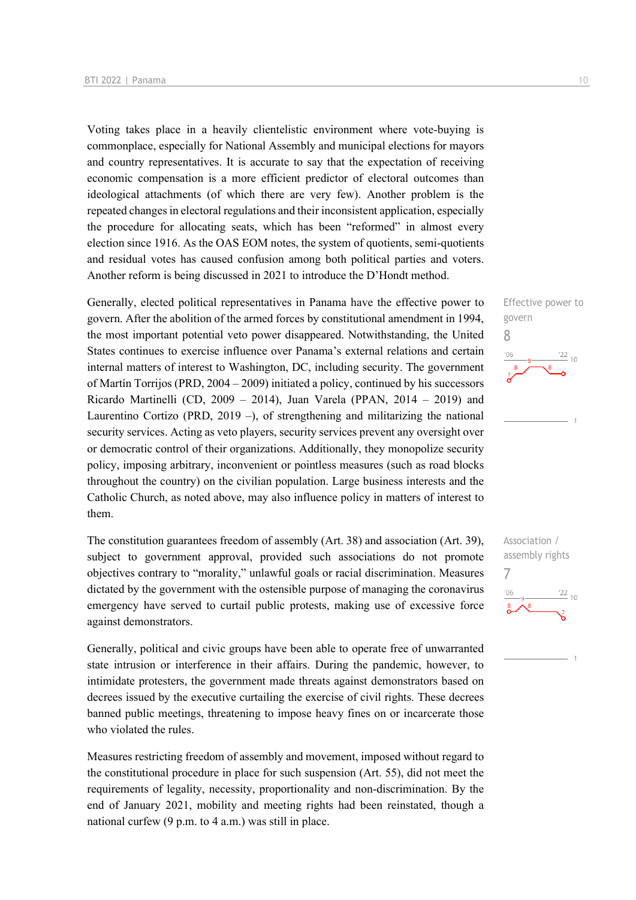Voting takes place in a heavily clientelistic environment where vote-buying is commonplace, especially for National Assembly and municipal elections for mayors and country representatives. It is accurate to say that the expectation of receiving economic compensation is a more efficient predictor of electoral outcomes than ideological attachments (of which there are very few). Another problem is the repeated changes in electoral regulations and their inconsistent application, especially the procedure for allocating seats, which has been "reformed" in almost every election since 1916. As the OAS EOM notes, the system of quotients, semi-quotients and residual votes has caused confusion among both political parties and voters. Another reform is being discussed in 2021 to introduce the D'Hondt method.

Effective power to govern
8

Generally, elected political representatives in Panama have the effective power to govern. After the abolition of the armed forces by constitutional amendment in 1994, the most important potential veto power disappeared. Notwithstanding, the United States continues to exercise influence over Panama's external relations and certain internal matters of interest to Washington, DC, including security. The government of Martín Torrijos (PRD, 2004 – 2009) initiated a policy, continued by his successors Ricardo Martinelli (CD, 2009 – 2014), Juan Varela (PPAN, 2014 – 2019) and Laurentino Cortizo (PRD, 2019 –), of strengthening and militarizing the national security services. Acting as veto players, security services prevent any oversight over or democratic control of their organizations. Additionally, they monopolize security policy, imposing arbitrary, inconvenient or pointless measures (such as road blocks throughout the country) on the civilian population. Large business interests and the Catholic Church, as noted above, may also influence policy in matters of interest to them.

Association / assembly rights
7

The constitution guarantees freedom of assembly (Art. 38) and association (Art. 39), subject to government approval, provided such associations do not promote objectives contrary to "morality," unlawful goals or racial discrimination. Measures dictated by the government with the ostensible purpose of managing the coronavirus emergency have served to curtail public protests, making use of excessive force against demonstrators.

Generally, political and civic groups have been able to operate free of unwarranted state intrusion or interference in their affairs. During the pandemic, however, to intimidate protesters, the government made threats against demonstrators based on decrees issued by the executive curtailing the exercise of civil rights. These decrees banned public meetings, threatening to impose heavy fines on or incarcerate those who violated the rules.

Measures restricting freedom of assembly and movement, imposed without regard to the constitutional procedure in place for such suspension (Art. 55), did not meet the requirements of legality, necessity, proportionality and non-discrimination. By the end of January 2021, mobility and meeting rights had been reinstated, though a national curfew (9 p.m. to 4 a.m.) was still in place.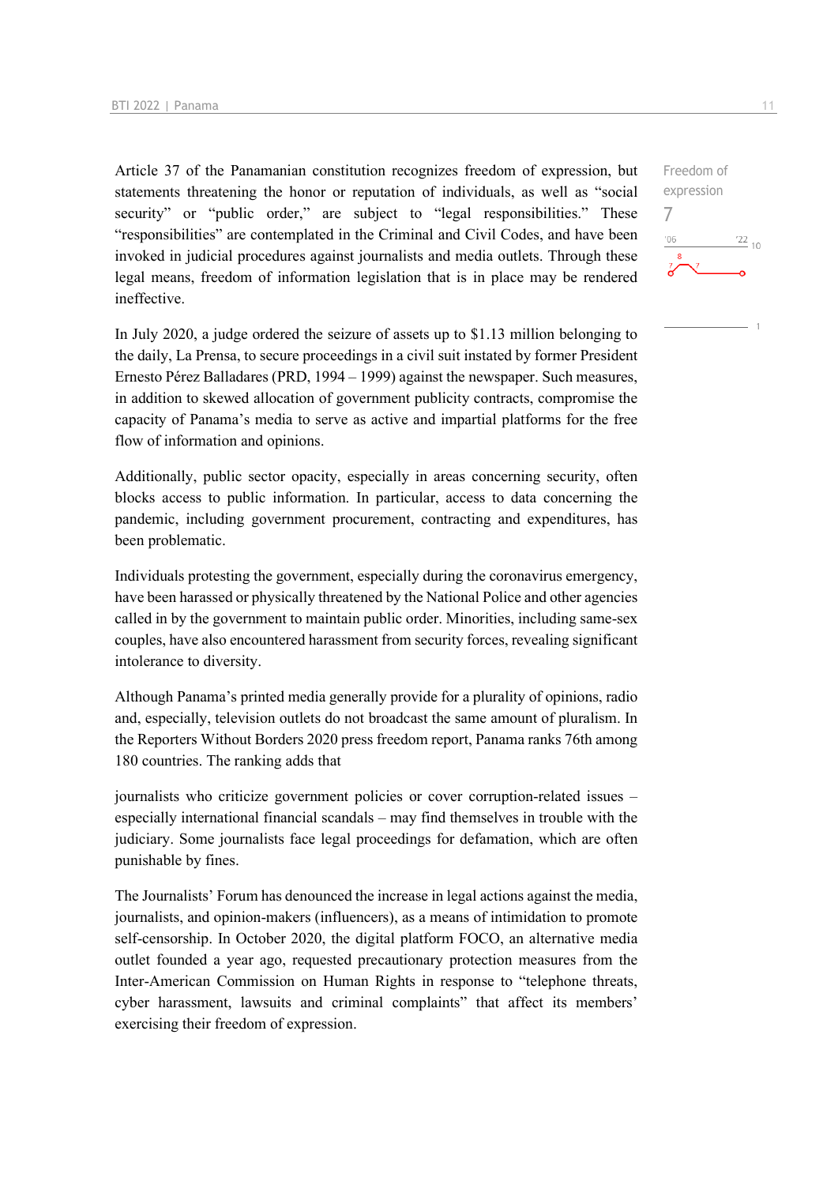Article 37 of the Panamanian constitution recognizes freedom of expression, but statements threatening the honor or reputation of individuals, as well as "social security" or "public order," are subject to "legal responsibilities." These "responsibilities" are contemplated in the Criminal and Civil Codes, and have been invoked in judicial procedures against journalists and media outlets. Through these legal means, freedom of information legislation that is in place may be rendered ineffective.

Freedom of expression
7

In July 2020, a judge ordered the seizure of assets up to $1.13 million belonging to the daily, La Prensa, to secure proceedings in a civil suit instated by former President Ernesto Pérez Balladares (PRD, 1994 – 1999) against the newspaper. Such measures, in addition to skewed allocation of government publicity contracts, compromise the capacity of Panama's media to serve as active and impartial platforms for the free flow of information and opinions.

Additionally, public sector opacity, especially in areas concerning security, often blocks access to public information. In particular, access to data concerning the pandemic, including government procurement, contracting and expenditures, has been problematic.

Individuals protesting the government, especially during the coronavirus emergency, have been harassed or physically threatened by the National Police and other agencies called in by the government to maintain public order. Minorities, including same-sex couples, have also encountered harassment from security forces, revealing significant intolerance to diversity.

Although Panama's printed media generally provide for a plurality of opinions, radio and, especially, television outlets do not broadcast the same amount of pluralism. In the Reporters Without Borders 2020 press freedom report, Panama ranks 76th among 180 countries. The ranking adds that

journalists who criticize government policies or cover corruption-related issues – especially international financial scandals – may find themselves in trouble with the judiciary. Some journalists face legal proceedings for defamation, which are often punishable by fines.

The Journalists' Forum has denounced the increase in legal actions against the media, journalists, and opinion-makers (influencers), as a means of intimidation to promote self-censorship. In October 2020, the digital platform FOCO, an alternative media outlet founded a year ago, requested precautionary protection measures from the Inter-American Commission on Human Rights in response to "telephone threats, cyber harassment, lawsuits and criminal complaints" that affect its members' exercising their freedom of expression.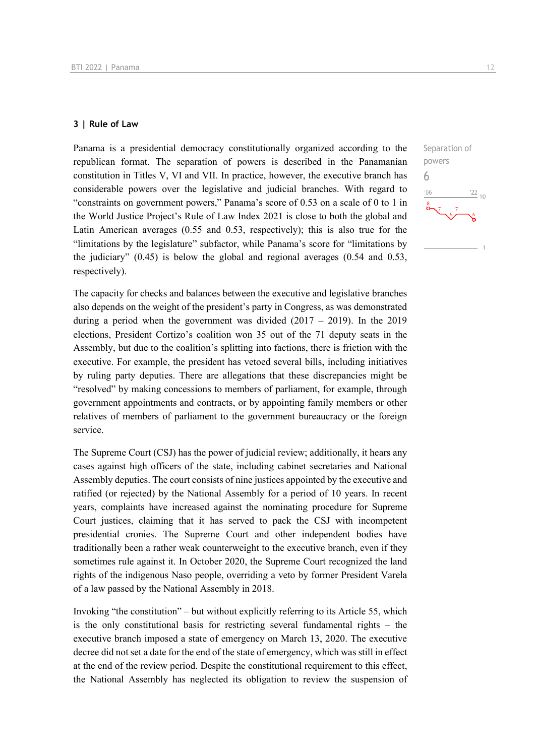## 3 | Rule of Law

Separation of powers

6

Panama is a presidential democracy constitutionally organized according to the republican format. The separation of powers is described in the Panamanian constitution in Titles V, VI and VII. In practice, however, the executive branch has considerable powers over the legislative and judicial branches. With regard to "constraints on government powers," Panama's score of 0.53 on a scale of 0 to 1 in the World Justice Project's Rule of Law Index 2021 is close to both the global and Latin American averages (0.55 and 0.53, respectively); this is also true for the "limitations by the legislature" subfactor, while Panama's score for "limitations by the judiciary" (0.45) is below the global and regional averages (0.54 and 0.53, respectively).

The capacity for checks and balances between the executive and legislative branches also depends on the weight of the president's party in Congress, as was demonstrated during a period when the government was divided (2017 – 2019). In the 2019 elections, President Cortizo's coalition won 35 out of the 71 deputy seats in the Assembly, but due to the coalition's splitting into factions, there is friction with the executive. For example, the president has vetoed several bills, including initiatives by ruling party deputies. There are allegations that these discrepancies might be "resolved" by making concessions to members of parliament, for example, through government appointments and contracts, or by appointing family members or other relatives of members of parliament to the government bureaucracy or the foreign service.

The Supreme Court (CSJ) has the power of judicial review; additionally, it hears any cases against high officers of the state, including cabinet secretaries and National Assembly deputies. The court consists of nine justices appointed by the executive and ratified (or rejected) by the National Assembly for a period of 10 years. In recent years, complaints have increased against the nominating procedure for Supreme Court justices, claiming that it has served to pack the CSJ with incompetent presidential cronies. The Supreme Court and other independent bodies have traditionally been a rather weak counterweight to the executive branch, even if they sometimes rule against it. In October 2020, the Supreme Court recognized the land rights of the indigenous Naso people, overriding a veto by former President Varela of a law passed by the National Assembly in 2018.

Invoking "the constitution" – but without explicitly referring to its Article 55, which is the only constitutional basis for restricting several fundamental rights – the executive branch imposed a state of emergency on March 13, 2020. The executive decree did not set a date for the end of the state of emergency, which was still in effect at the end of the review period. Despite the constitutional requirement to this effect, the National Assembly has neglected its obligation to review the suspension of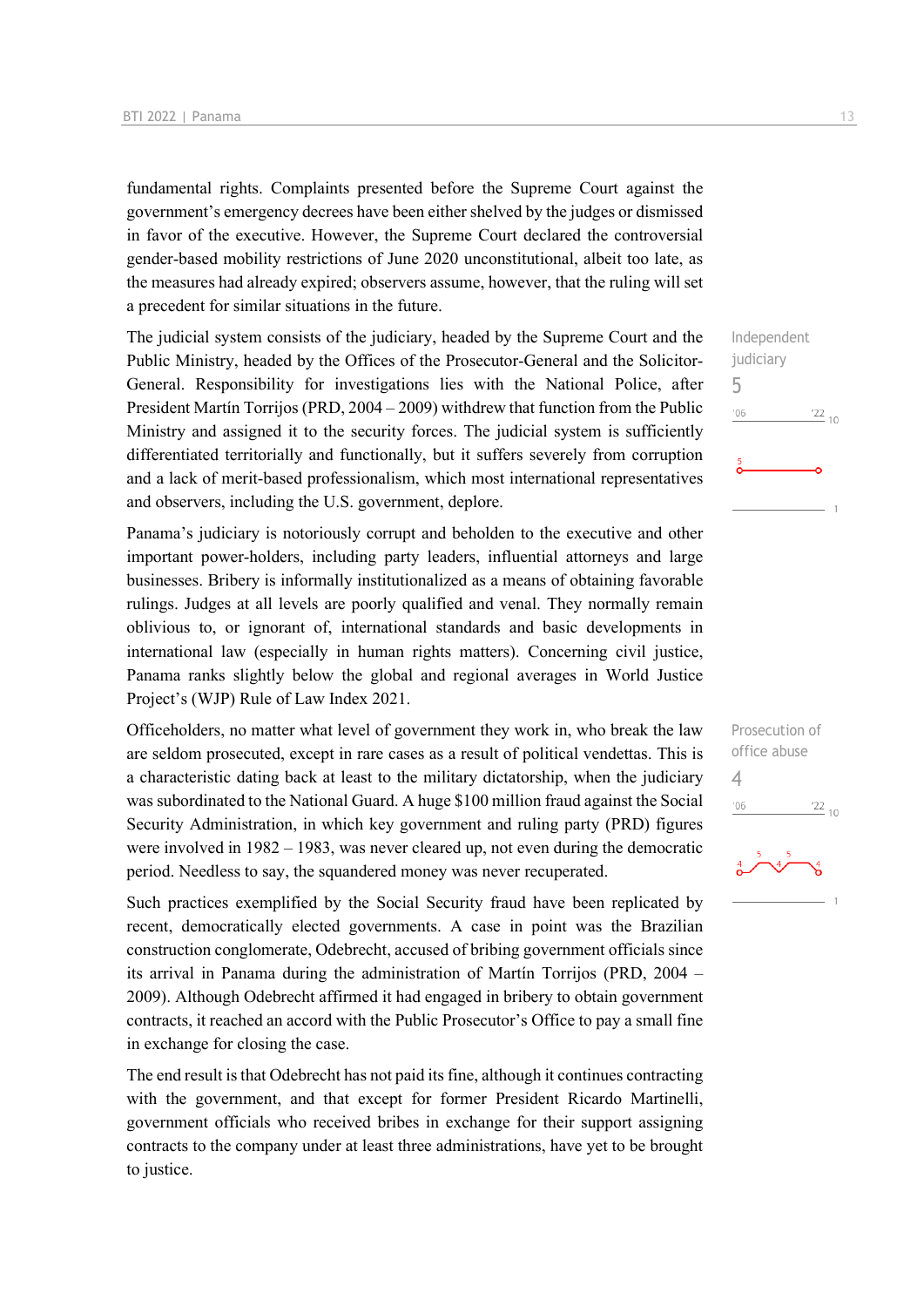fundamental rights. Complaints presented before the Supreme Court against the government's emergency decrees have been either shelved by the judges or dismissed in favor of the executive. However, the Supreme Court declared the controversial gender-based mobility restrictions of June 2020 unconstitutional, albeit too late, as the measures had already expired; observers assume, however, that the ruling will set a precedent for similar situations in the future.

Independent judiciary
5

The judicial system consists of the judiciary, headed by the Supreme Court and the Public Ministry, headed by the Offices of the Prosecutor-General and the Solicitor-General. Responsibility for investigations lies with the National Police, after President Martín Torrijos (PRD, 2004 – 2009) withdrew that function from the Public Ministry and assigned it to the security forces. The judicial system is sufficiently differentiated territorially and functionally, but it suffers severely from corruption and a lack of merit-based professionalism, which most international representatives and observers, including the U.S. government, deplore.

Panama's judiciary is notoriously corrupt and beholden to the executive and other important power-holders, including party leaders, influential attorneys and large businesses. Bribery is informally institutionalized as a means of obtaining favorable rulings. Judges at all levels are poorly qualified and venal. They normally remain oblivious to, or ignorant of, international standards and basic developments in international law (especially in human rights matters). Concerning civil justice, Panama ranks slightly below the global and regional averages in World Justice Project's (WJP) Rule of Law Index 2021.

Prosecution of office abuse
4

Officeholders, no matter what level of government they work in, who break the law are seldom prosecuted, except in rare cases as a result of political vendettas. This is a characteristic dating back at least to the military dictatorship, when the judiciary was subordinated to the National Guard. A huge $100 million fraud against the Social Security Administration, in which key government and ruling party (PRD) figures were involved in 1982 – 1983, was never cleared up, not even during the democratic period. Needless to say, the squandered money was never recuperated.

Such practices exemplified by the Social Security fraud have been replicated by recent, democratically elected governments. A case in point was the Brazilian construction conglomerate, Odebrecht, accused of bribing government officials since its arrival in Panama during the administration of Martín Torrijos (PRD, 2004 – 2009). Although Odebrecht affirmed it had engaged in bribery to obtain government contracts, it reached an accord with the Public Prosecutor's Office to pay a small fine in exchange for closing the case.

The end result is that Odebrecht has not paid its fine, although it continues contracting with the government, and that except for former President Ricardo Martinelli, government officials who received bribes in exchange for their support assigning contracts to the company under at least three administrations, have yet to be brought to justice.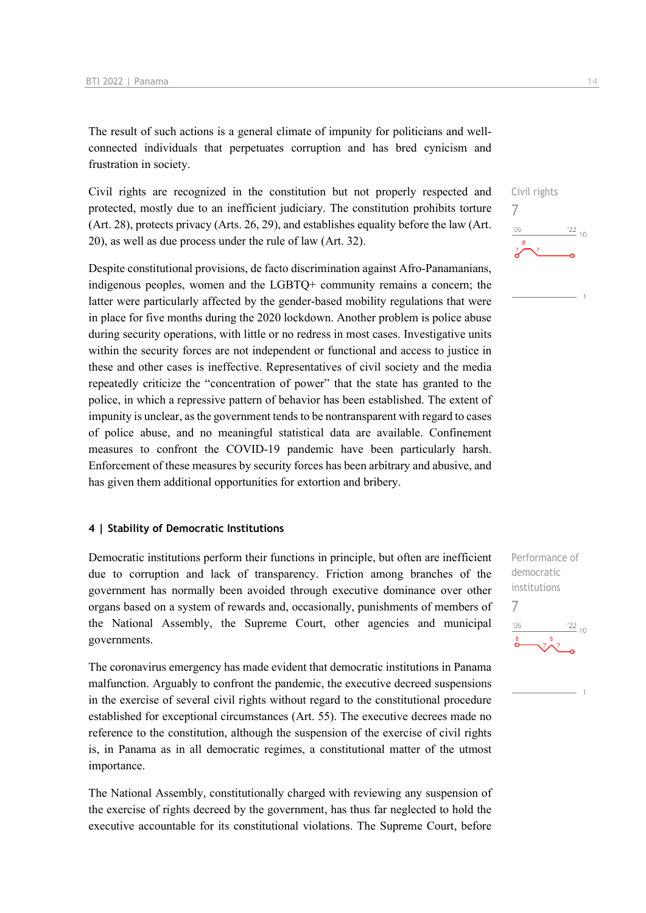The result of such actions is a general climate of impunity for politicians and well-connected individuals that perpetuates corruption and has bred cynicism and frustration in society.

Civil rights are recognized in the constitution but not properly respected and protected, mostly due to an inefficient judiciary. The constitution prohibits torture (Art. 28), protects privacy (Arts. 26, 29), and establishes equality before the law (Art. 20), as well as due process under the rule of law (Art. 32).

Civil rights
7

Despite constitutional provisions, de facto discrimination against Afro-Panamanians, indigenous peoples, women and the LGBTQ+ community remains a concern; the latter were particularly affected by the gender-based mobility regulations that were in place for five months during the 2020 lockdown. Another problem is police abuse during security operations, with little or no redress in most cases. Investigative units within the security forces are not independent or functional and access to justice in these and other cases is ineffective. Representatives of civil society and the media repeatedly criticize the "concentration of power" that the state has granted to the police, in which a repressive pattern of behavior has been established. The extent of impunity is unclear, as the government tends to be nontransparent with regard to cases of police abuse, and no meaningful statistical data are available. Confinement measures to confront the COVID-19 pandemic have been particularly harsh. Enforcement of these measures by security forces has been arbitrary and abusive, and has given them additional opportunities for extortion and bribery.

#### 4 | Stability of Democratic Institutions

Democratic institutions perform their functions in principle, but often are inefficient due to corruption and lack of transparency. Friction among branches of the government has normally been avoided through executive dominance over other organs based on a system of rewards and, occasionally, punishments of members of the National Assembly, the Supreme Court, other agencies and municipal governments.

Performance of democratic institutions
7

The coronavirus emergency has made evident that democratic institutions in Panama malfunction. Arguably to confront the pandemic, the executive decreed suspensions in the exercise of several civil rights without regard to the constitutional procedure established for exceptional circumstances (Art. 55). The executive decrees made no reference to the constitution, although the suspension of the exercise of civil rights is, in Panama as in all democratic regimes, a constitutional matter of the utmost importance.

The National Assembly, constitutionally charged with reviewing any suspension of the exercise of rights decreed by the government, has thus far neglected to hold the executive accountable for its constitutional violations. The Supreme Court, before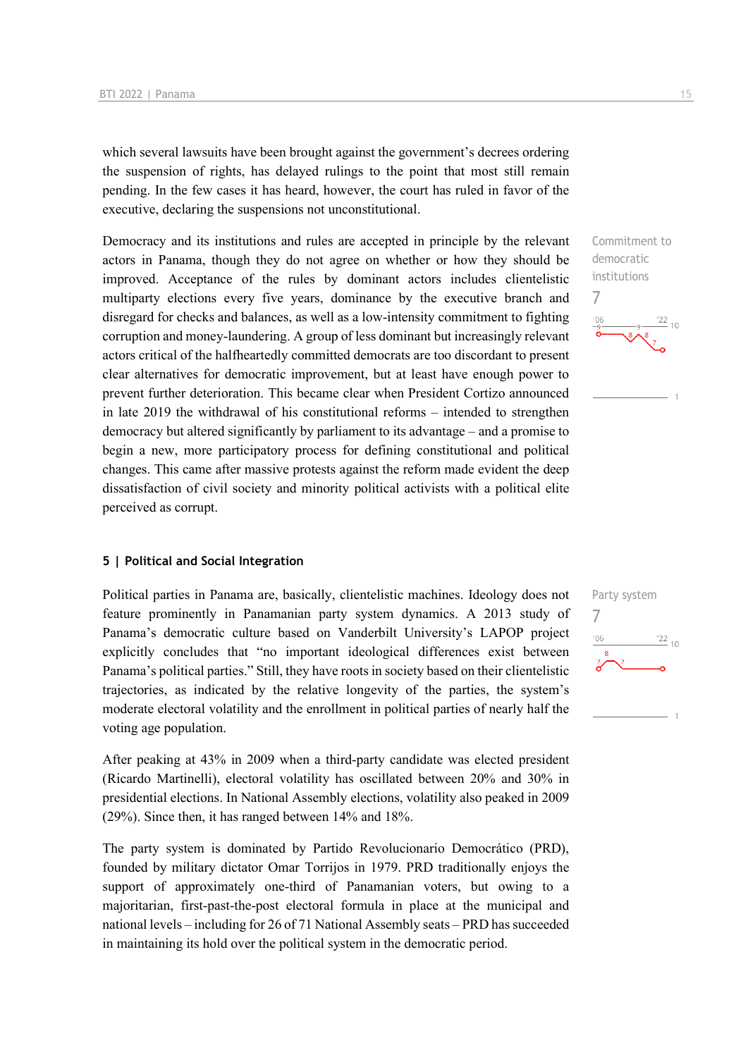which several lawsuits have been brought against the government's decrees ordering the suspension of rights, has delayed rulings to the point that most still remain pending. In the few cases it has heard, however, the court has ruled in favor of the executive, declaring the suspensions not unconstitutional.

Commitment to democratic institutions

7

Democracy and its institutions and rules are accepted in principle by the relevant actors in Panama, though they do not agree on whether or how they should be improved. Acceptance of the rules by dominant actors includes clientelistic multiparty elections every five years, dominance by the executive branch and disregard for checks and balances, as well as a low-intensity commitment to fighting corruption and money-laundering. A group of less dominant but increasingly relevant actors critical of the halfheartedly committed democrats are too discordant to present clear alternatives for democratic improvement, but at least have enough power to prevent further deterioration. This became clear when President Cortizo announced in late 2019 the withdrawal of his constitutional reforms – intended to strengthen democracy but altered significantly by parliament to its advantage – and a promise to begin a new, more participatory process for defining constitutional and political changes. This came after massive protests against the reform made evident the deep dissatisfaction of civil society and minority political activists with a political elite perceived as corrupt.

## 5 | Political and Social Integration

Party system

7

Political parties in Panama are, basically, clientelistic machines. Ideology does not feature prominently in Panamanian party system dynamics. A 2013 study of Panama's democratic culture based on Vanderbilt University's LAPOP project explicitly concludes that "no important ideological differences exist between Panama's political parties." Still, they have roots in society based on their clientelistic trajectories, as indicated by the relative longevity of the parties, the system's moderate electoral volatility and the enrollment in political parties of nearly half the voting age population.

After peaking at 43% in 2009 when a third-party candidate was elected president (Ricardo Martinelli), electoral volatility has oscillated between 20% and 30% in presidential elections. In National Assembly elections, volatility also peaked in 2009 (29%). Since then, it has ranged between 14% and 18%.

The party system is dominated by Partido Revolucionario Democrático (PRD), founded by military dictator Omar Torrijos in 1979. PRD traditionally enjoys the support of approximately one-third of Panamanian voters, but owing to a majoritarian, first-past-the-post electoral formula in place at the municipal and national levels – including for 26 of 71 National Assembly seats – PRD has succeeded in maintaining its hold over the political system in the democratic period.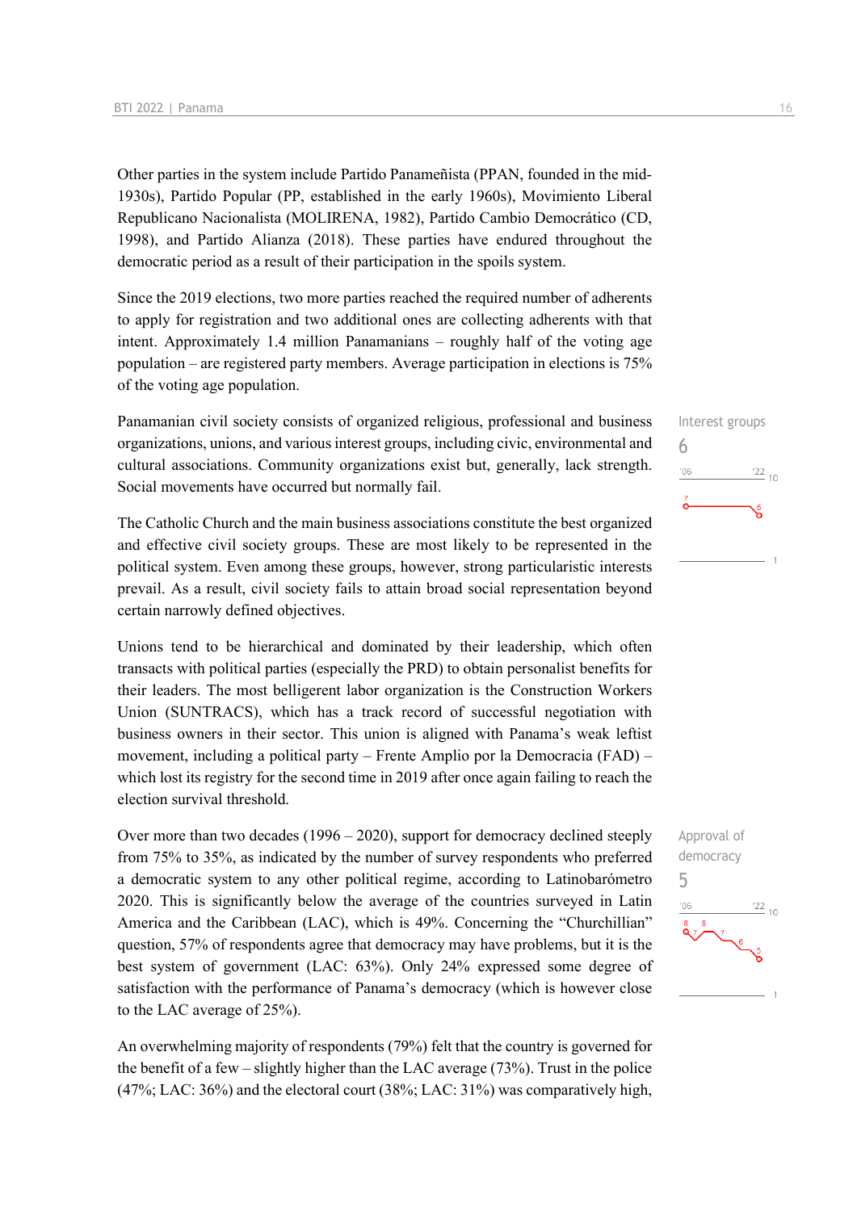Other parties in the system include Partido Panameñista (PPAN, founded in the mid-1930s), Partido Popular (PP, established in the early 1960s), Movimiento Liberal Republicano Nacionalista (MOLIRENA, 1982), Partido Cambio Democrático (CD, 1998), and Partido Alianza (2018). These parties have endured throughout the democratic period as a result of their participation in the spoils system.

Since the 2019 elections, two more parties reached the required number of adherents to apply for registration and two additional ones are collecting adherents with that intent. Approximately 1.4 million Panamanians – roughly half of the voting age population – are registered party members. Average participation in elections is 75% of the voting age population.

Interest groups
6

Panamanian civil society consists of organized religious, professional and business organizations, unions, and various interest groups, including civic, environmental and cultural associations. Community organizations exist but, generally, lack strength. Social movements have occurred but normally fail.

The Catholic Church and the main business associations constitute the best organized and effective civil society groups. These are most likely to be represented in the political system. Even among these groups, however, strong particularistic interests prevail. As a result, civil society fails to attain broad social representation beyond certain narrowly defined objectives.

Unions tend to be hierarchical and dominated by their leadership, which often transacts with political parties (especially the PRD) to obtain personalist benefits for their leaders. The most belligerent labor organization is the Construction Workers Union (SUNTRACS), which has a track record of successful negotiation with business owners in their sector. This union is aligned with Panama's weak leftist movement, including a political party – Frente Amplio por la Democracia (FAD) – which lost its registry for the second time in 2019 after once again failing to reach the election survival threshold.

Approval of democracy
5

Over more than two decades (1996 – 2020), support for democracy declined steeply from 75% to 35%, as indicated by the number of survey respondents who preferred a democratic system to any other political regime, according to Latinobarómetro 2020. This is significantly below the average of the countries surveyed in Latin America and the Caribbean (LAC), which is 49%. Concerning the "Churchillian" question, 57% of respondents agree that democracy may have problems, but it is the best system of government (LAC: 63%). Only 24% expressed some degree of satisfaction with the performance of Panama's democracy (which is however close to the LAC average of 25%).

An overwhelming majority of respondents (79%) felt that the country is governed for the benefit of a few – slightly higher than the LAC average (73%). Trust in the police (47%; LAC: 36%) and the electoral court (38%; LAC: 31%) was comparatively high,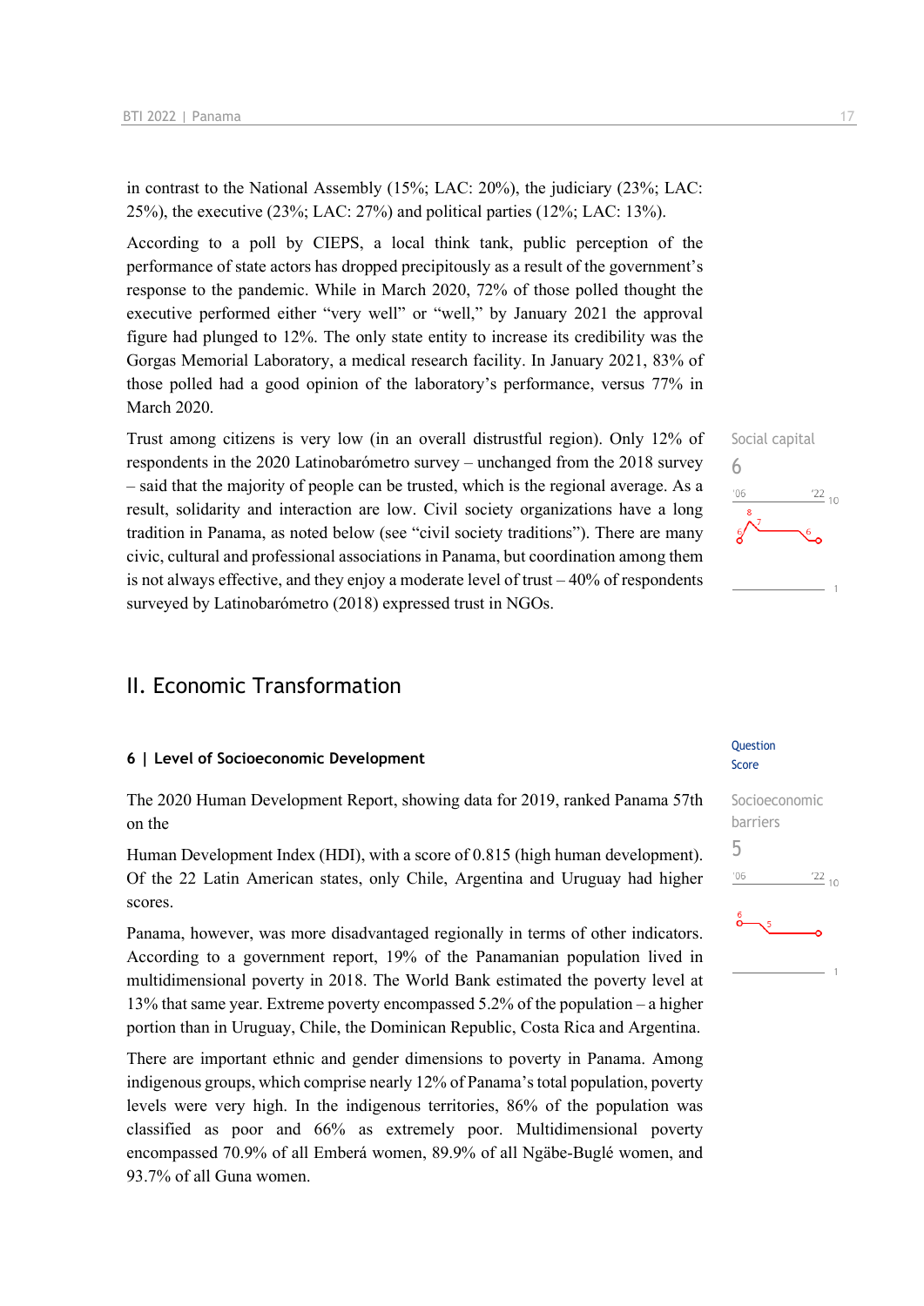in contrast to the National Assembly (15%; LAC: 20%), the judiciary (23%; LAC: 25%), the executive (23%; LAC: 27%) and political parties (12%; LAC: 13%).

According to a poll by CIEPS, a local think tank, public perception of the performance of state actors has dropped precipitously as a result of the government's response to the pandemic. While in March 2020, 72% of those polled thought the executive performed either "very well" or "well," by January 2021 the approval figure had plunged to 12%. The only state entity to increase its credibility was the Gorgas Memorial Laboratory, a medical research facility. In January 2021, 83% of those polled had a good opinion of the laboratory's performance, versus 77% in March 2020.

Social capital
6

Trust among citizens is very low (in an overall distrustful region). Only 12% of respondents in the 2020 Latinobarómetro survey – unchanged from the 2018 survey – said that the majority of people can be trusted, which is the regional average. As a result, solidarity and interaction are low. Civil society organizations have a long tradition in Panama, as noted below (see "civil society traditions"). There are many civic, cultural and professional associations in Panama, but coordination among them is not always effective, and they enjoy a moderate level of trust – 40% of respondents surveyed by Latinobarómetro (2018) expressed trust in NGOs.

## II. Economic Transformation

### 6 | Level of Socioeconomic Development

Question Score

Socioeconomic barriers
5

The 2020 Human Development Report, showing data for 2019, ranked Panama 57th on the

Human Development Index (HDI), with a score of 0.815 (high human development). Of the 22 Latin American states, only Chile, Argentina and Uruguay had higher scores.

Panama, however, was more disadvantaged regionally in terms of other indicators. According to a government report, 19% of the Panamanian population lived in multidimensional poverty in 2018. The World Bank estimated the poverty level at 13% that same year. Extreme poverty encompassed 5.2% of the population – a higher portion than in Uruguay, Chile, the Dominican Republic, Costa Rica and Argentina.

There are important ethnic and gender dimensions to poverty in Panama. Among indigenous groups, which comprise nearly 12% of Panama's total population, poverty levels were very high. In the indigenous territories, 86% of the population was classified as poor and 66% as extremely poor. Multidimensional poverty encompassed 70.9% of all Emberá women, 89.9% of all Ngäbe-Buglé women, and 93.7% of all Guna women.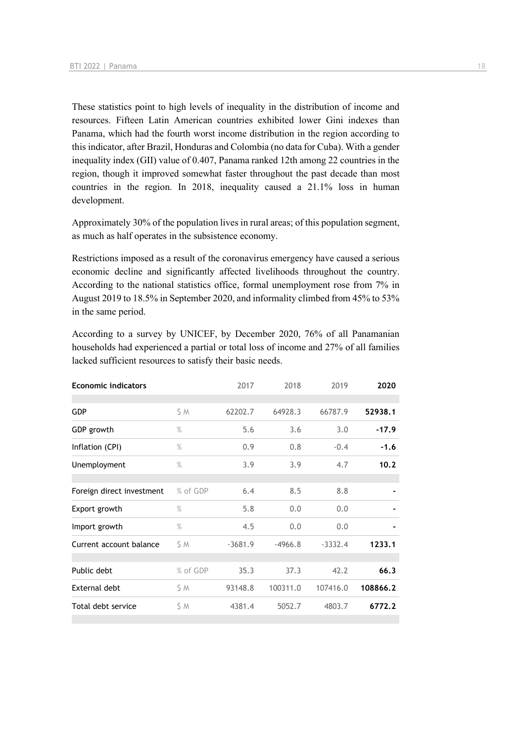These statistics point to high levels of inequality in the distribution of income and resources. Fifteen Latin American countries exhibited lower Gini indexes than Panama, which had the fourth worst income distribution in the region according to this indicator, after Brazil, Honduras and Colombia (no data for Cuba). With a gender inequality index (GII) value of 0.407, Panama ranked 12th among 22 countries in the region, though it improved somewhat faster throughout the past decade than most countries in the region. In 2018, inequality caused a 21.1% loss in human development.

Approximately 30% of the population lives in rural areas; of this population segment, as much as half operates in the subsistence economy.

Restrictions imposed as a result of the coronavirus emergency have caused a serious economic decline and significantly affected livelihoods throughout the country. According to the national statistics office, formal unemployment rose from 7% in August 2019 to 18.5% in September 2020, and informality climbed from 45% to 53% in the same period.

According to a survey by UNICEF, by December 2020, 76% of all Panamanian households had experienced a partial or total loss of income and 27% of all families lacked sufficient resources to satisfy their basic needs.

| **Economic indicators** | | 2017 | 2018 | 2019 | **2020** |
|---|---|---|---|---|---|
| GDP | $ M | 62202.7 | 64928.3 | 66787.9 | **52938.1** |
| GDP growth | % | 5.6 | 3.6 | 3.0 | **-17.9** |
| Inflation (CPI) | % | 0.9 | 0.8 | -0.4 | **-1.6** |
| Unemployment | % | 3.9 | 3.9 | 4.7 | **10.2** |
| Foreign direct investment | % of GDP | 6.4 | 8.5 | 8.8 | - |
| Export growth | % | 5.8 | 0.0 | 0.0 | - |
| Import growth | % | 4.5 | 0.0 | 0.0 | - |
| Current account balance | $ M | -3681.9 | -4966.8 | -3332.4 | **1233.1** |
| Public debt | % of GDP | 35.3 | 37.3 | 42.2 | **66.3** |
| External debt | $ M | 93148.8 | 100311.0 | 107416.0 | **108866.2** |
| Total debt service | $ M | 4381.4 | 5052.7 | 4803.7 | **6772.2** |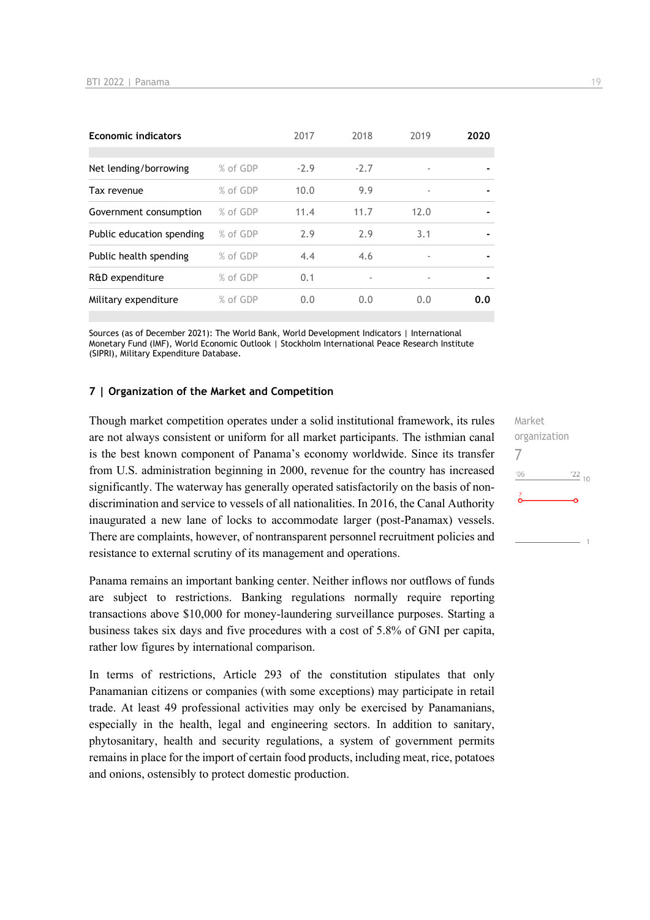| Economic indicators | | 2017 | 2018 | 2019 | 2020 |
|---|---|---|---|---|---|
| Net lending/borrowing | % of GDP | -2.9 | -2.7 | - | - |
| Tax revenue | % of GDP | 10.0 | 9.9 | - | - |
| Government consumption | % of GDP | 11.4 | 11.7 | 12.0 | - |
| Public education spending | % of GDP | 2.9 | 2.9 | 3.1 | - |
| Public health spending | % of GDP | 4.4 | 4.6 | - | - |
| R&D expenditure | % of GDP | 0.1 | - | - | - |
| Military expenditure | % of GDP | 0.0 | 0.0 | 0.0 | **0.0** |

Sources (as of December 2021): The World Bank, World Development Indicators | International Monetary Fund (IMF), World Economic Outlook | Stockholm International Peace Research Institute (SIPRI), Military Expenditure Database.

### 7 | Organization of the Market and Competition

Market organization
7

Though market competition operates under a solid institutional framework, its rules are not always consistent or uniform for all market participants. The isthmian canal is the best known component of Panama's economy worldwide. Since its transfer from U.S. administration beginning in 2000, revenue for the country has increased significantly. The waterway has generally operated satisfactorily on the basis of non-discrimination and service to vessels of all nationalities. In 2016, the Canal Authority inaugurated a new lane of locks to accommodate larger (post-Panamax) vessels. There are complaints, however, of nontransparent personnel recruitment policies and resistance to external scrutiny of its management and operations.

Panama remains an important banking center. Neither inflows nor outflows of funds are subject to restrictions. Banking regulations normally require reporting transactions above $10,000 for money-laundering surveillance purposes. Starting a business takes six days and five procedures with a cost of 5.8% of GNI per capita, rather low figures by international comparison.

In terms of restrictions, Article 293 of the constitution stipulates that only Panamanian citizens or companies (with some exceptions) may participate in retail trade. At least 49 professional activities may only be exercised by Panamanians, especially in the health, legal and engineering sectors. In addition to sanitary, phytosanitary, health and security regulations, a system of government permits remains in place for the import of certain food products, including meat, rice, potatoes and onions, ostensibly to protect domestic production.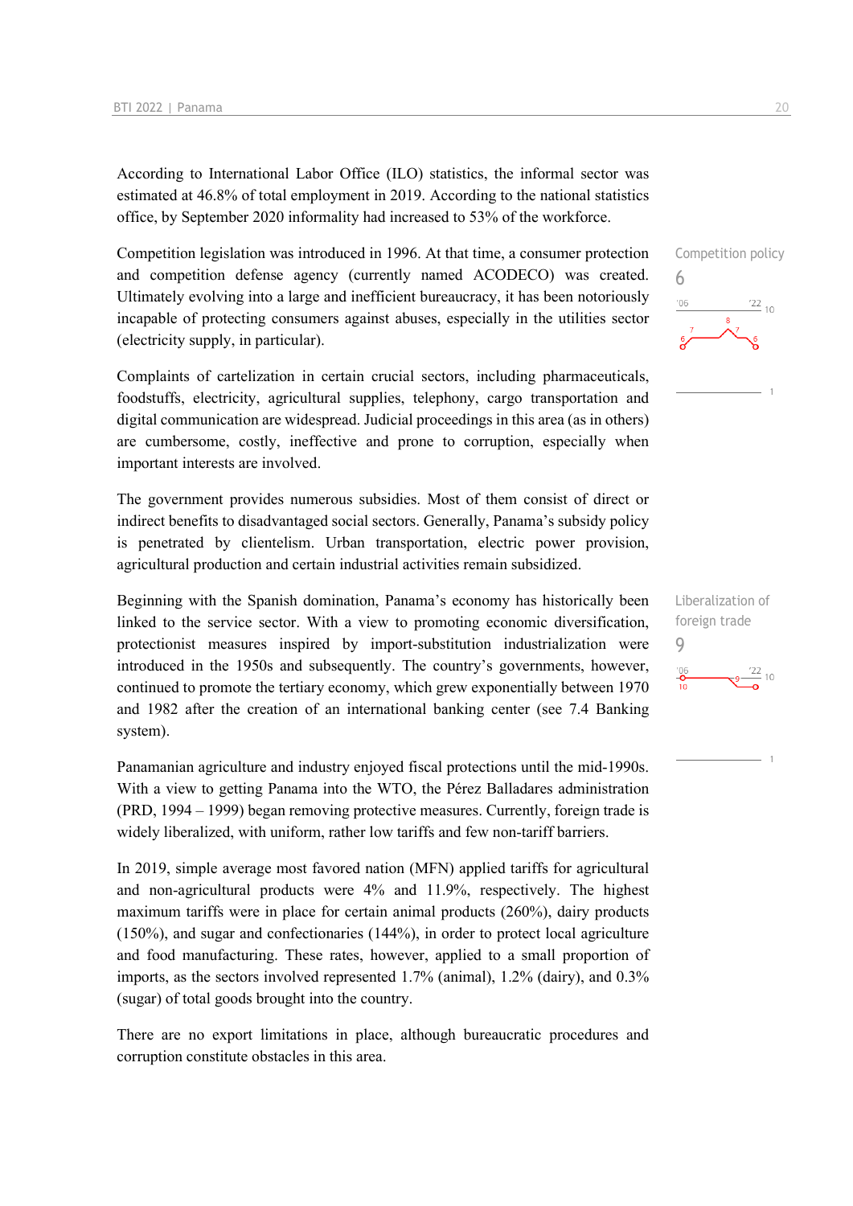According to International Labor Office (ILO) statistics, the informal sector was estimated at 46.8% of total employment in 2019. According to the national statistics office, by September 2020 informality had increased to 53% of the workforce.

Competition policy
6

Competition legislation was introduced in 1996. At that time, a consumer protection and competition defense agency (currently named ACODECO) was created. Ultimately evolving into a large and inefficient bureaucracy, it has been notoriously incapable of protecting consumers against abuses, especially in the utilities sector (electricity supply, in particular).

Complaints of cartelization in certain crucial sectors, including pharmaceuticals, foodstuffs, electricity, agricultural supplies, telephony, cargo transportation and digital communication are widespread. Judicial proceedings in this area (as in others) are cumbersome, costly, ineffective and prone to corruption, especially when important interests are involved.

The government provides numerous subsidies. Most of them consist of direct or indirect benefits to disadvantaged social sectors. Generally, Panama's subsidy policy is penetrated by clientelism. Urban transportation, electric power provision, agricultural production and certain industrial activities remain subsidized.

Liberalization of foreign trade
9

Beginning with the Spanish domination, Panama's economy has historically been linked to the service sector. With a view to promoting economic diversification, protectionist measures inspired by import-substitution industrialization were introduced in the 1950s and subsequently. The country's governments, however, continued to promote the tertiary economy, which grew exponentially between 1970 and 1982 after the creation of an international banking center (see 7.4 Banking system).

Panamanian agriculture and industry enjoyed fiscal protections until the mid-1990s. With a view to getting Panama into the WTO, the Pérez Balladares administration (PRD, 1994 – 1999) began removing protective measures. Currently, foreign trade is widely liberalized, with uniform, rather low tariffs and few non-tariff barriers.

In 2019, simple average most favored nation (MFN) applied tariffs for agricultural and non-agricultural products were 4% and 11.9%, respectively. The highest maximum tariffs were in place for certain animal products (260%), dairy products (150%), and sugar and confectionaries (144%), in order to protect local agriculture and food manufacturing. These rates, however, applied to a small proportion of imports, as the sectors involved represented 1.7% (animal), 1.2% (dairy), and 0.3% (sugar) of total goods brought into the country.

There are no export limitations in place, although bureaucratic procedures and corruption constitute obstacles in this area.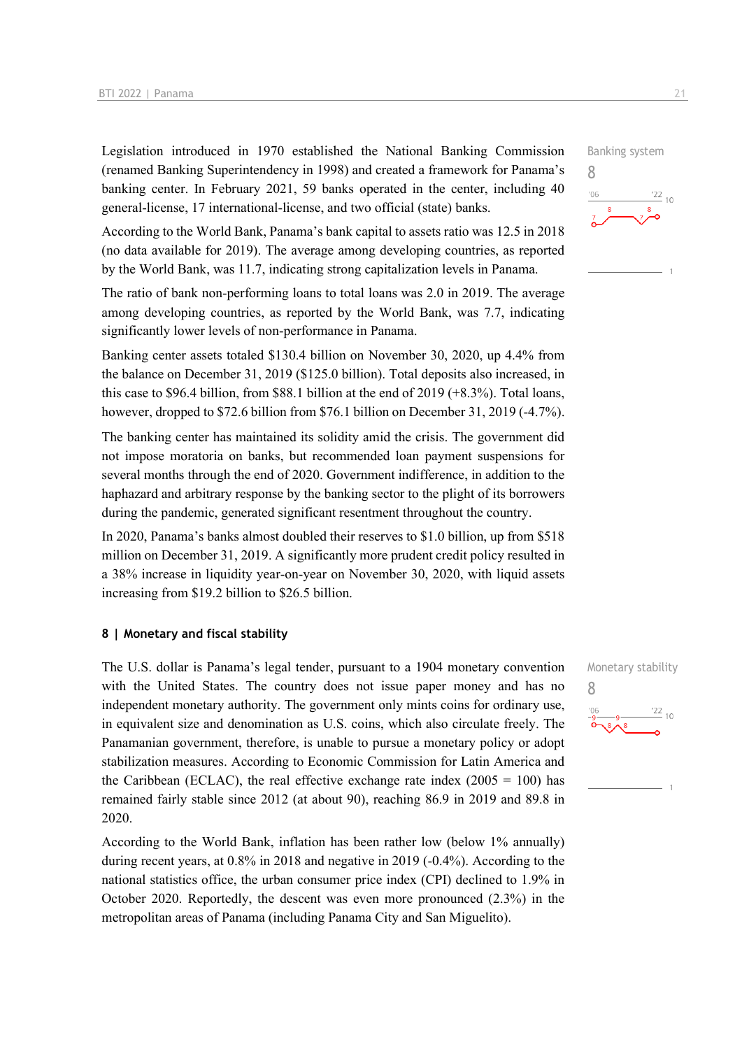Legislation introduced in 1970 established the National Banking Commission (renamed Banking Superintendency in 1998) and created a framework for Panama's banking center. In February 2021, 59 banks operated in the center, including 40 general-license, 17 international-license, and two official (state) banks.

Banking system
8

According to the World Bank, Panama's bank capital to assets ratio was 12.5 in 2018 (no data available for 2019). The average among developing countries, as reported by the World Bank, was 11.7, indicating strong capitalization levels in Panama.

The ratio of bank non-performing loans to total loans was 2.0 in 2019. The average among developing countries, as reported by the World Bank, was 7.7, indicating significantly lower levels of non-performance in Panama.

Banking center assets totaled $130.4 billion on November 30, 2020, up 4.4% from the balance on December 31, 2019 ($125.0 billion). Total deposits also increased, in this case to $96.4 billion, from $88.1 billion at the end of 2019 (+8.3%). Total loans, however, dropped to $72.6 billion from $76.1 billion on December 31, 2019 (-4.7%).

The banking center has maintained its solidity amid the crisis. The government did not impose moratoria on banks, but recommended loan payment suspensions for several months through the end of 2020. Government indifference, in addition to the haphazard and arbitrary response by the banking sector to the plight of its borrowers during the pandemic, generated significant resentment throughout the country.

In 2020, Panama's banks almost doubled their reserves to $1.0 billion, up from $518 million on December 31, 2019. A significantly more prudent credit policy resulted in a 38% increase in liquidity year-on-year on November 30, 2020, with liquid assets increasing from $19.2 billion to $26.5 billion.

## 8 | Monetary and fiscal stability

The U.S. dollar is Panama's legal tender, pursuant to a 1904 monetary convention with the United States. The country does not issue paper money and has no independent monetary authority. The government only mints coins for ordinary use, in equivalent size and denomination as U.S. coins, which also circulate freely. The Panamanian government, therefore, is unable to pursue a monetary policy or adopt stabilization measures. According to Economic Commission for Latin America and the Caribbean (ECLAC), the real effective exchange rate index (2005 = 100) has remained fairly stable since 2012 (at about 90), reaching 86.9 in 2019 and 89.8 in 2020.

Monetary stability
8

According to the World Bank, inflation has been rather low (below 1% annually) during recent years, at 0.8% in 2018 and negative in 2019 (-0.4%). According to the national statistics office, the urban consumer price index (CPI) declined to 1.9% in October 2020. Reportedly, the descent was even more pronounced (2.3%) in the metropolitan areas of Panama (including Panama City and San Miguelito).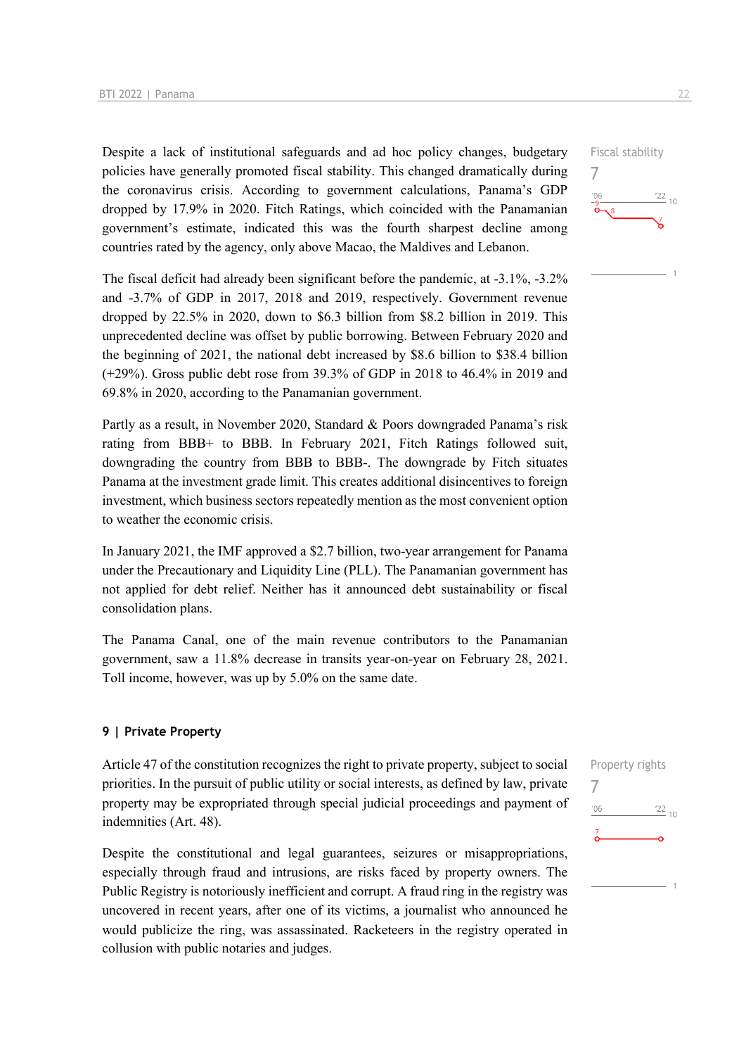Despite a lack of institutional safeguards and ad hoc policy changes, budgetary policies have generally promoted fiscal stability. This changed dramatically during the coronavirus crisis. According to government calculations, Panama's GDP dropped by 17.9% in 2020. Fitch Ratings, which coincided with the Panamanian government's estimate, indicated this was the fourth sharpest decline among countries rated by the agency, only above Macao, the Maldives and Lebanon.

Fiscal stability
7

The fiscal deficit had already been significant before the pandemic, at -3.1%, -3.2% and -3.7% of GDP in 2017, 2018 and 2019, respectively. Government revenue dropped by 22.5% in 2020, down to $6.3 billion from $8.2 billion in 2019. This unprecedented decline was offset by public borrowing. Between February 2020 and the beginning of 2021, the national debt increased by $8.6 billion to $38.4 billion (+29%). Gross public debt rose from 39.3% of GDP in 2018 to 46.4% in 2019 and 69.8% in 2020, according to the Panamanian government.

Partly as a result, in November 2020, Standard & Poors downgraded Panama's risk rating from BBB+ to BBB. In February 2021, Fitch Ratings followed suit, downgrading the country from BBB to BBB-. The downgrade by Fitch situates Panama at the investment grade limit. This creates additional disincentives to foreign investment, which business sectors repeatedly mention as the most convenient option to weather the economic crisis.

In January 2021, the IMF approved a $2.7 billion, two-year arrangement for Panama under the Precautionary and Liquidity Line (PLL). The Panamanian government has not applied for debt relief. Neither has it announced debt sustainability or fiscal consolidation plans.

The Panama Canal, one of the main revenue contributors to the Panamanian government, saw a 11.8% decrease in transits year-on-year on February 28, 2021. Toll income, however, was up by 5.0% on the same date.

## 9 | Private Property

Article 47 of the constitution recognizes the right to private property, subject to social priorities. In the pursuit of public utility or social interests, as defined by law, private property may be expropriated through special judicial proceedings and payment of indemnities (Art. 48).

Property rights
7

Despite the constitutional and legal guarantees, seizures or misappropriations, especially through fraud and intrusions, are risks faced by property owners. The Public Registry is notoriously inefficient and corrupt. A fraud ring in the registry was uncovered in recent years, after one of its victims, a journalist who announced he would publicize the ring, was assassinated. Racketeers in the registry operated in collusion with public notaries and judges.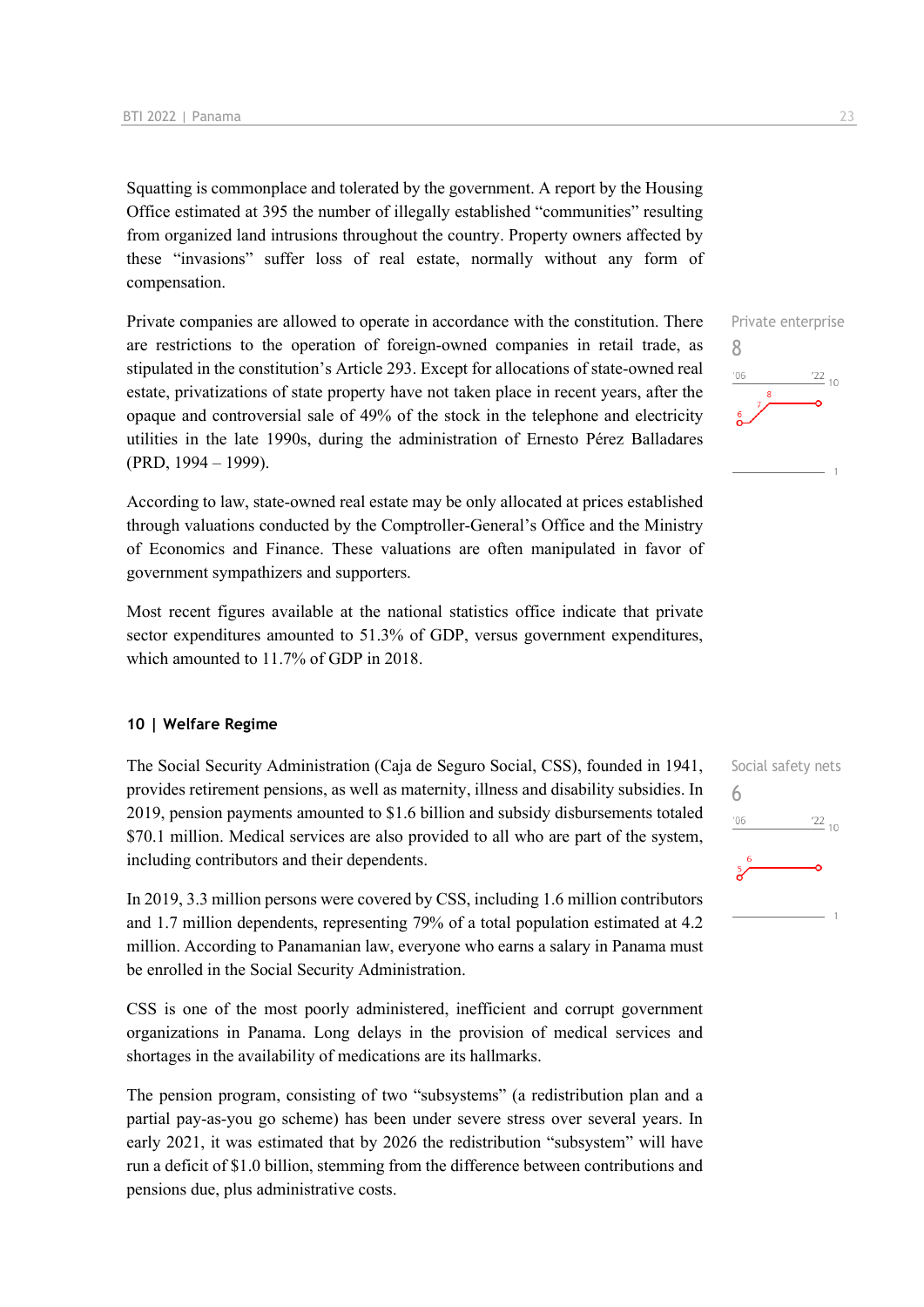Squatting is commonplace and tolerated by the government. A report by the Housing Office estimated at 395 the number of illegally established "communities" resulting from organized land intrusions throughout the country. Property owners affected by these "invasions" suffer loss of real estate, normally without any form of compensation.

Private enterprise
8

Private companies are allowed to operate in accordance with the constitution. There are restrictions to the operation of foreign-owned companies in retail trade, as stipulated in the constitution's Article 293. Except for allocations of state-owned real estate, privatizations of state property have not taken place in recent years, after the opaque and controversial sale of 49% of the stock in the telephone and electricity utilities in the late 1990s, during the administration of Ernesto Pérez Balladares (PRD, 1994 – 1999).

According to law, state-owned real estate may be only allocated at prices established through valuations conducted by the Comptroller-General's Office and the Ministry of Economics and Finance. These valuations are often manipulated in favor of government sympathizers and supporters.

Most recent figures available at the national statistics office indicate that private sector expenditures amounted to 51.3% of GDP, versus government expenditures, which amounted to 11.7% of GDP in 2018.

## 10 | Welfare Regime

Social safety nets
6

The Social Security Administration (Caja de Seguro Social, CSS), founded in 1941, provides retirement pensions, as well as maternity, illness and disability subsidies. In 2019, pension payments amounted to $1.6 billion and subsidy disbursements totaled $70.1 million. Medical services are also provided to all who are part of the system, including contributors and their dependents.

In 2019, 3.3 million persons were covered by CSS, including 1.6 million contributors and 1.7 million dependents, representing 79% of a total population estimated at 4.2 million. According to Panamanian law, everyone who earns a salary in Panama must be enrolled in the Social Security Administration.

CSS is one of the most poorly administered, inefficient and corrupt government organizations in Panama. Long delays in the provision of medical services and shortages in the availability of medications are its hallmarks.

The pension program, consisting of two "subsystems" (a redistribution plan and a partial pay-as-you go scheme) has been under severe stress over several years. In early 2021, it was estimated that by 2026 the redistribution "subsystem" will have run a deficit of $1.0 billion, stemming from the difference between contributions and pensions due, plus administrative costs.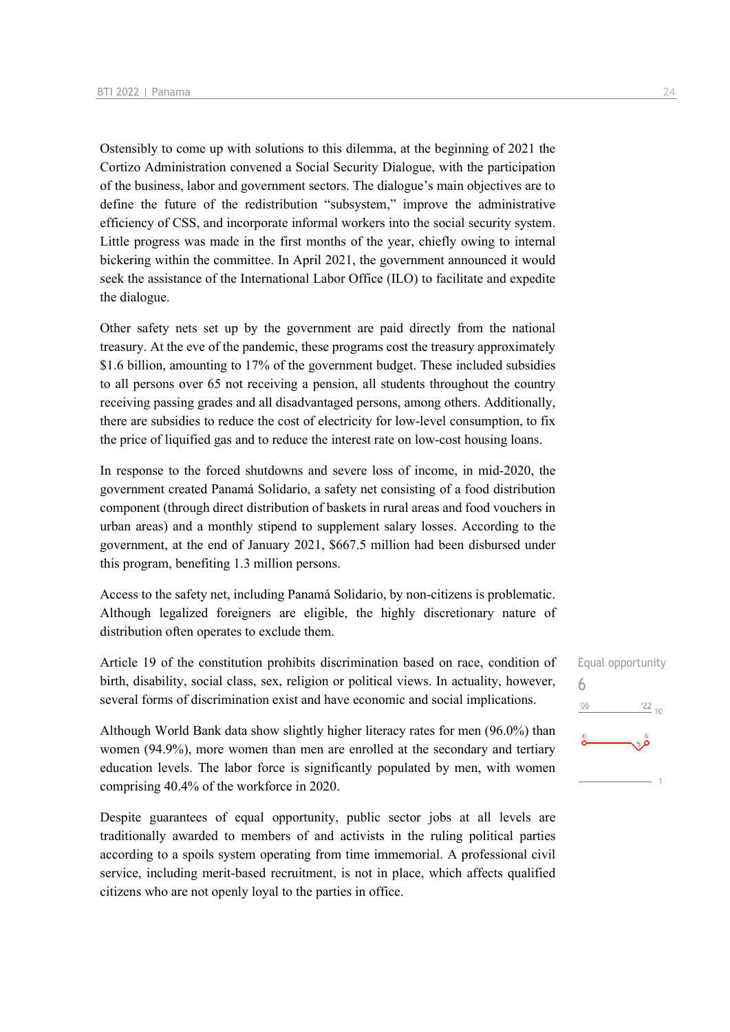Ostensibly to come up with solutions to this dilemma, at the beginning of 2021 the Cortizo Administration convened a Social Security Dialogue, with the participation of the business, labor and government sectors. The dialogue's main objectives are to define the future of the redistribution "subsystem," improve the administrative efficiency of CSS, and incorporate informal workers into the social security system. Little progress was made in the first months of the year, chiefly owing to internal bickering within the committee. In April 2021, the government announced it would seek the assistance of the International Labor Office (ILO) to facilitate and expedite the dialogue.

Other safety nets set up by the government are paid directly from the national treasury. At the eve of the pandemic, these programs cost the treasury approximately $1.6 billion, amounting to 17% of the government budget. These included subsidies to all persons over 65 not receiving a pension, all students throughout the country receiving passing grades and all disadvantaged persons, among others. Additionally, there are subsidies to reduce the cost of electricity for low-level consumption, to fix the price of liquified gas and to reduce the interest rate on low-cost housing loans.

In response to the forced shutdowns and severe loss of income, in mid-2020, the government created Panamá Solidario, a safety net consisting of a food distribution component (through direct distribution of baskets in rural areas and food vouchers in urban areas) and a monthly stipend to supplement salary losses. According to the government, at the end of January 2021, $667.5 million had been disbursed under this program, benefiting 1.3 million persons.

Access to the safety net, including Panamá Solidario, by non-citizens is problematic. Although legalized foreigners are eligible, the highly discretionary nature of distribution often operates to exclude them.

Equal opportunity
6

Article 19 of the constitution prohibits discrimination based on race, condition of birth, disability, social class, sex, religion or political views. In actuality, however, several forms of discrimination exist and have economic and social implications.

Although World Bank data show slightly higher literacy rates for men (96.0%) than women (94.9%), more women than men are enrolled at the secondary and tertiary education levels. The labor force is significantly populated by men, with women comprising 40.4% of the workforce in 2020.

Despite guarantees of equal opportunity, public sector jobs at all levels are traditionally awarded to members of and activists in the ruling political parties according to a spoils system operating from time immemorial. A professional civil service, including merit-based recruitment, is not in place, which affects qualified citizens who are not openly loyal to the parties in office.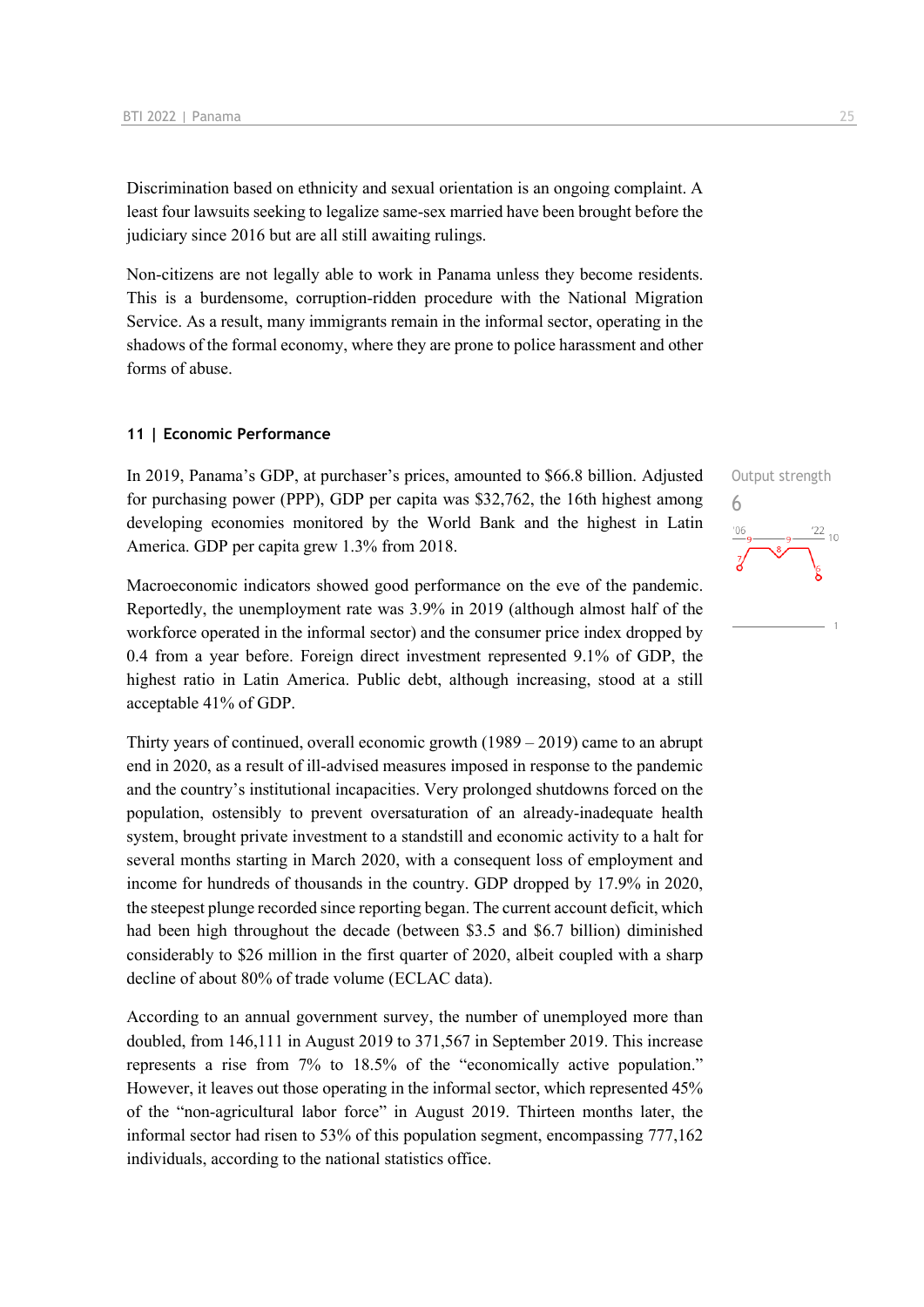Discrimination based on ethnicity and sexual orientation is an ongoing complaint. A least four lawsuits seeking to legalize same-sex married have been brought before the judiciary since 2016 but are all still awaiting rulings.

Non-citizens are not legally able to work in Panama unless they become residents. This is a burdensome, corruption-ridden procedure with the National Migration Service. As a result, many immigrants remain in the informal sector, operating in the shadows of the formal economy, where they are prone to police harassment and other forms of abuse.

### 11 | Economic Performance

Output strength
6

In 2019, Panama's GDP, at purchaser's prices, amounted to $66.8 billion. Adjusted for purchasing power (PPP), GDP per capita was $32,762, the 16th highest among developing economies monitored by the World Bank and the highest in Latin America. GDP per capita grew 1.3% from 2018.

Macroeconomic indicators showed good performance on the eve of the pandemic. Reportedly, the unemployment rate was 3.9% in 2019 (although almost half of the workforce operated in the informal sector) and the consumer price index dropped by 0.4 from a year before. Foreign direct investment represented 9.1% of GDP, the highest ratio in Latin America. Public debt, although increasing, stood at a still acceptable 41% of GDP.

Thirty years of continued, overall economic growth (1989 – 2019) came to an abrupt end in 2020, as a result of ill-advised measures imposed in response to the pandemic and the country's institutional incapacities. Very prolonged shutdowns forced on the population, ostensibly to prevent oversaturation of an already-inadequate health system, brought private investment to a standstill and economic activity to a halt for several months starting in March 2020, with a consequent loss of employment and income for hundreds of thousands in the country. GDP dropped by 17.9% in 2020, the steepest plunge recorded since reporting began. The current account deficit, which had been high throughout the decade (between $3.5 and $6.7 billion) diminished considerably to $26 million in the first quarter of 2020, albeit coupled with a sharp decline of about 80% of trade volume (ECLAC data).

According to an annual government survey, the number of unemployed more than doubled, from 146,111 in August 2019 to 371,567 in September 2019. This increase represents a rise from 7% to 18.5% of the "economically active population." However, it leaves out those operating in the informal sector, which represented 45% of the "non-agricultural labor force" in August 2019. Thirteen months later, the informal sector had risen to 53% of this population segment, encompassing 777,162 individuals, according to the national statistics office.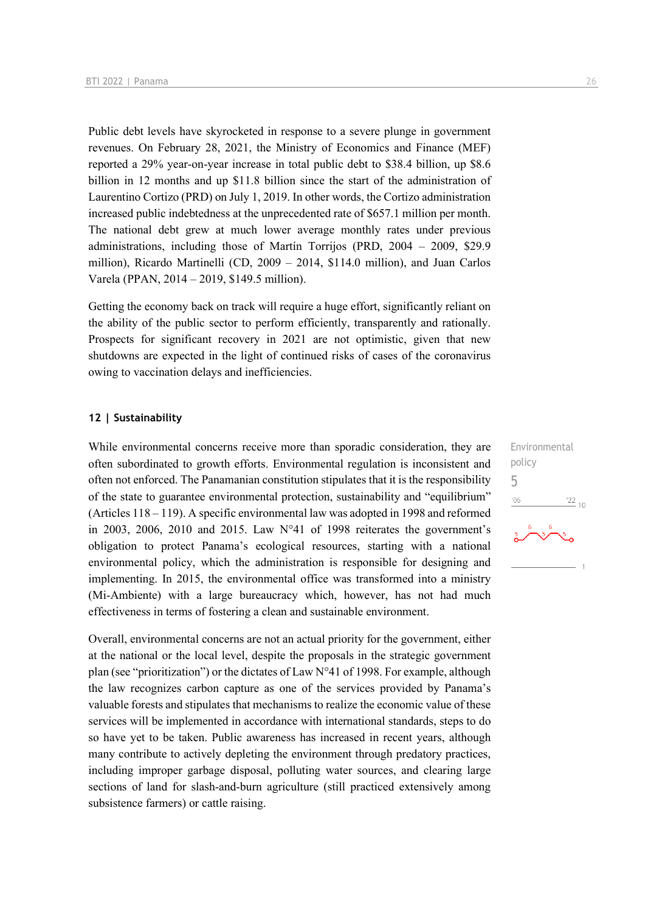Public debt levels have skyrocketed in response to a severe plunge in government revenues. On February 28, 2021, the Ministry of Economics and Finance (MEF) reported a 29% year-on-year increase in total public debt to $38.4 billion, up $8.6 billion in 12 months and up $11.8 billion since the start of the administration of Laurentino Cortizo (PRD) on July 1, 2019. In other words, the Cortizo administration increased public indebtedness at the unprecedented rate of $657.1 million per month. The national debt grew at much lower average monthly rates under previous administrations, including those of Martín Torrijos (PRD, 2004 – 2009, $29.9 million), Ricardo Martinelli (CD, 2009 – 2014, $114.0 million), and Juan Carlos Varela (PPAN, 2014 – 2019, $149.5 million).

Getting the economy back on track will require a huge effort, significantly reliant on the ability of the public sector to perform efficiently, transparently and rationally. Prospects for significant recovery in 2021 are not optimistic, given that new shutdowns are expected in the light of continued risks of cases of the coronavirus owing to vaccination delays and inefficiencies.

## 12 | Sustainability

Environmental policy
5

While environmental concerns receive more than sporadic consideration, they are often subordinated to growth efforts. Environmental regulation is inconsistent and often not enforced. The Panamanian constitution stipulates that it is the responsibility of the state to guarantee environmental protection, sustainability and "equilibrium" (Articles 118 – 119). A specific environmental law was adopted in 1998 and reformed in 2003, 2006, 2010 and 2015. Law N°41 of 1998 reiterates the government's obligation to protect Panama's ecological resources, starting with a national environmental policy, which the administration is responsible for designing and implementing. In 2015, the environmental office was transformed into a ministry (Mi-Ambiente) with a large bureaucracy which, however, has not had much effectiveness in terms of fostering a clean and sustainable environment.

Overall, environmental concerns are not an actual priority for the government, either at the national or the local level, despite the proposals in the strategic government plan (see "prioritization") or the dictates of Law N°41 of 1998. For example, although the law recognizes carbon capture as one of the services provided by Panama's valuable forests and stipulates that mechanisms to realize the economic value of these services will be implemented in accordance with international standards, steps to do so have yet to be taken. Public awareness has increased in recent years, although many contribute to actively depleting the environment through predatory practices, including improper garbage disposal, polluting water sources, and clearing large sections of land for slash-and-burn agriculture (still practiced extensively among subsistence farmers) or cattle raising.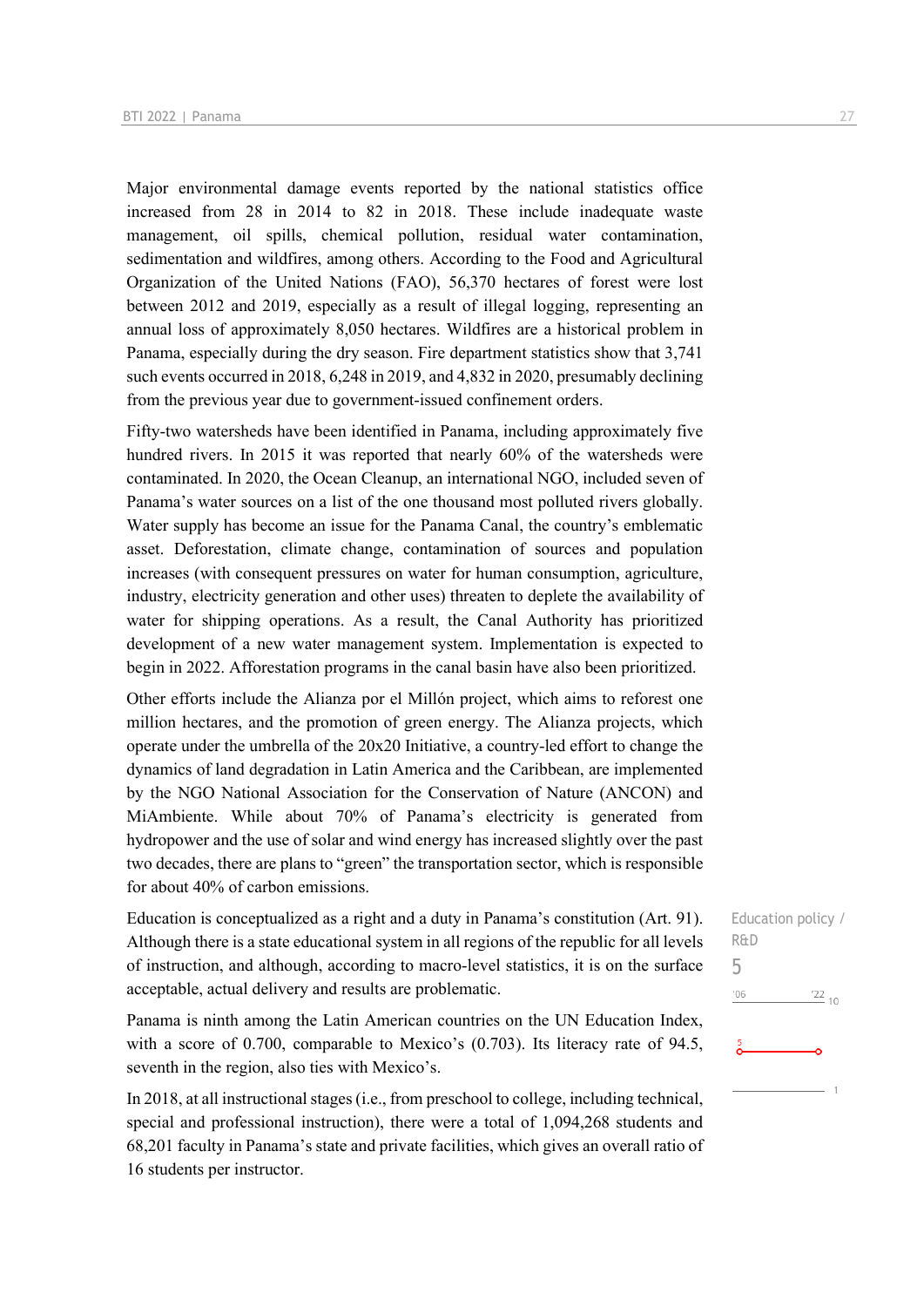Major environmental damage events reported by the national statistics office increased from 28 in 2014 to 82 in 2018. These include inadequate waste management, oil spills, chemical pollution, residual water contamination, sedimentation and wildfires, among others. According to the Food and Agricultural Organization of the United Nations (FAO), 56,370 hectares of forest were lost between 2012 and 2019, especially as a result of illegal logging, representing an annual loss of approximately 8,050 hectares. Wildfires are a historical problem in Panama, especially during the dry season. Fire department statistics show that 3,741 such events occurred in 2018, 6,248 in 2019, and 4,832 in 2020, presumably declining from the previous year due to government-issued confinement orders.

Fifty-two watersheds have been identified in Panama, including approximately five hundred rivers. In 2015 it was reported that nearly 60% of the watersheds were contaminated. In 2020, the Ocean Cleanup, an international NGO, included seven of Panama's water sources on a list of the one thousand most polluted rivers globally. Water supply has become an issue for the Panama Canal, the country's emblematic asset. Deforestation, climate change, contamination of sources and population increases (with consequent pressures on water for human consumption, agriculture, industry, electricity generation and other uses) threaten to deplete the availability of water for shipping operations. As a result, the Canal Authority has prioritized development of a new water management system. Implementation is expected to begin in 2022. Afforestation programs in the canal basin have also been prioritized.

Other efforts include the Alianza por el Millón project, which aims to reforest one million hectares, and the promotion of green energy. The Alianza projects, which operate under the umbrella of the 20x20 Initiative, a country-led effort to change the dynamics of land degradation in Latin America and the Caribbean, are implemented by the NGO National Association for the Conservation of Nature (ANCON) and MiAmbiente. While about 70% of Panama's electricity is generated from hydropower and the use of solar and wind energy has increased slightly over the past two decades, there are plans to "green" the transportation sector, which is responsible for about 40% of carbon emissions.

Education policy / R&D
5

Education is conceptualized as a right and a duty in Panama's constitution (Art. 91). Although there is a state educational system in all regions of the republic for all levels of instruction, and although, according to macro-level statistics, it is on the surface acceptable, actual delivery and results are problematic.

Panama is ninth among the Latin American countries on the UN Education Index, with a score of 0.700, comparable to Mexico's (0.703). Its literacy rate of 94.5, seventh in the region, also ties with Mexico's.

In 2018, at all instructional stages (i.e., from preschool to college, including technical, special and professional instruction), there were a total of 1,094,268 students and 68,201 faculty in Panama's state and private facilities, which gives an overall ratio of 16 students per instructor.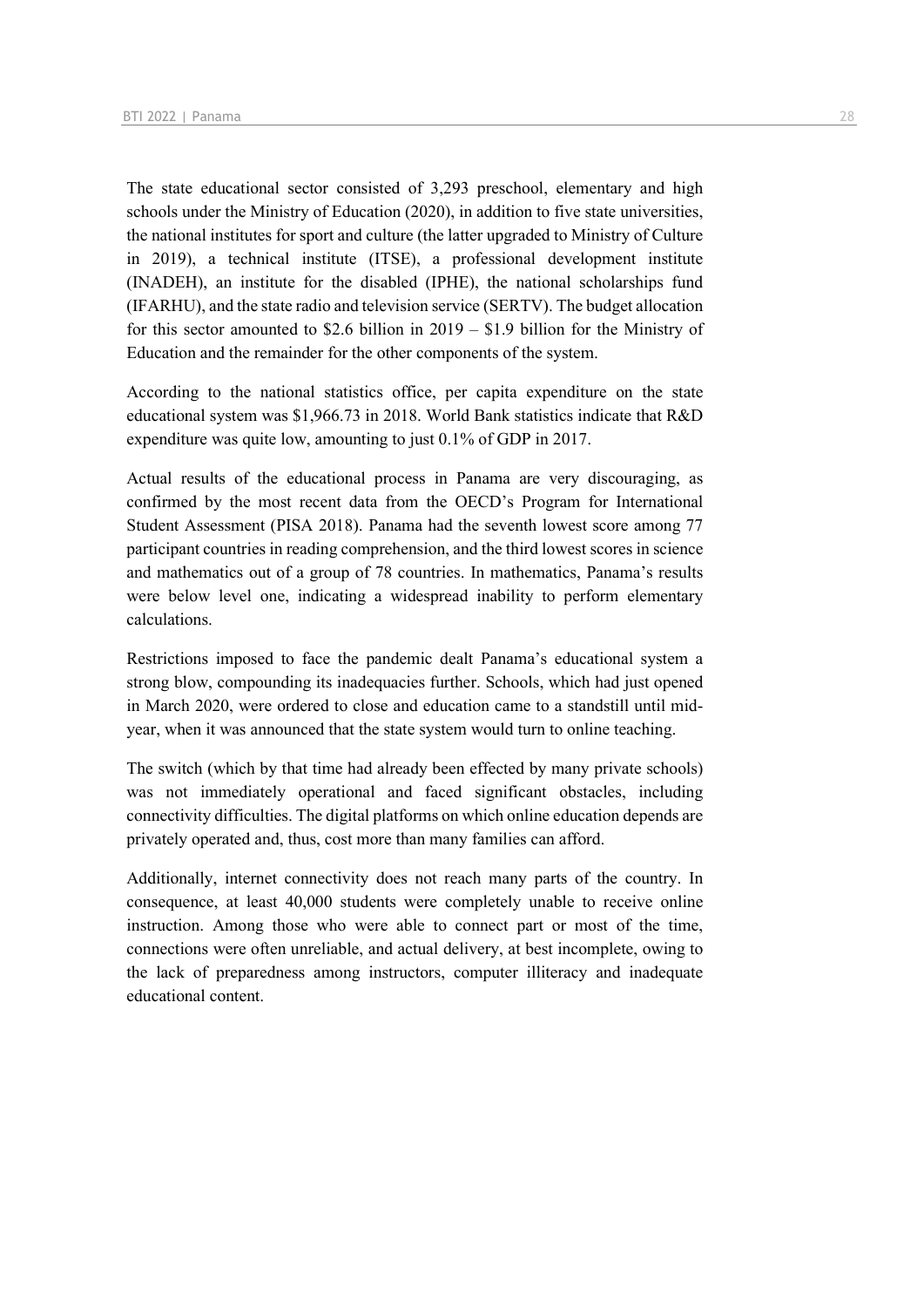The state educational sector consisted of 3,293 preschool, elementary and high schools under the Ministry of Education (2020), in addition to five state universities, the national institutes for sport and culture (the latter upgraded to Ministry of Culture in 2019), a technical institute (ITSE), a professional development institute (INADEH), an institute for the disabled (IPHE), the national scholarships fund (IFARHU), and the state radio and television service (SERTV). The budget allocation for this sector amounted to $2.6 billion in 2019 – $1.9 billion for the Ministry of Education and the remainder for the other components of the system.

According to the national statistics office, per capita expenditure on the state educational system was $1,966.73 in 2018. World Bank statistics indicate that R&D expenditure was quite low, amounting to just 0.1% of GDP in 2017.

Actual results of the educational process in Panama are very discouraging, as confirmed by the most recent data from the OECD's Program for International Student Assessment (PISA 2018). Panama had the seventh lowest score among 77 participant countries in reading comprehension, and the third lowest scores in science and mathematics out of a group of 78 countries. In mathematics, Panama's results were below level one, indicating a widespread inability to perform elementary calculations.

Restrictions imposed to face the pandemic dealt Panama's educational system a strong blow, compounding its inadequacies further. Schools, which had just opened in March 2020, were ordered to close and education came to a standstill until mid-year, when it was announced that the state system would turn to online teaching.

The switch (which by that time had already been effected by many private schools) was not immediately operational and faced significant obstacles, including connectivity difficulties. The digital platforms on which online education depends are privately operated and, thus, cost more than many families can afford.

Additionally, internet connectivity does not reach many parts of the country. In consequence, at least 40,000 students were completely unable to receive online instruction. Among those who were able to connect part or most of the time, connections were often unreliable, and actual delivery, at best incomplete, owing to the lack of preparedness among instructors, computer illiteracy and inadequate educational content.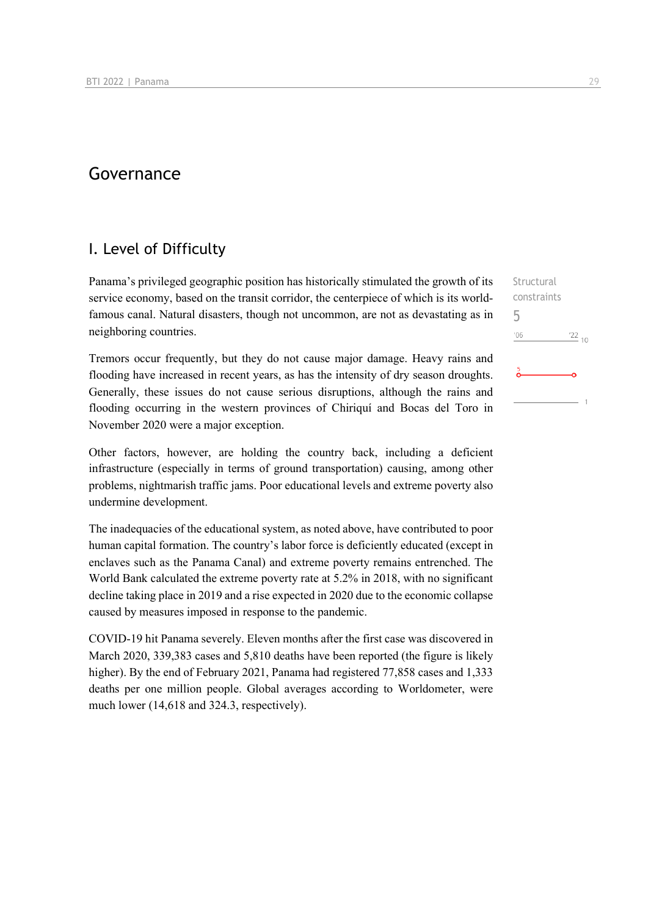# Governance

## I. Level of Difficulty

Structural constraints
5

Panama's privileged geographic position has historically stimulated the growth of its service economy, based on the transit corridor, the centerpiece of which is its world-famous canal. Natural disasters, though not uncommon, are not as devastating as in neighboring countries.

Tremors occur frequently, but they do not cause major damage. Heavy rains and flooding have increased in recent years, as has the intensity of dry season droughts. Generally, these issues do not cause serious disruptions, although the rains and flooding occurring in the western provinces of Chiriquí and Bocas del Toro in November 2020 were a major exception.

Other factors, however, are holding the country back, including a deficient infrastructure (especially in terms of ground transportation) causing, among other problems, nightmarish traffic jams. Poor educational levels and extreme poverty also undermine development.

The inadequacies of the educational system, as noted above, have contributed to poor human capital formation. The country's labor force is deficiently educated (except in enclaves such as the Panama Canal) and extreme poverty remains entrenched. The World Bank calculated the extreme poverty rate at 5.2% in 2018, with no significant decline taking place in 2019 and a rise expected in 2020 due to the economic collapse caused by measures imposed in response to the pandemic.

COVID-19 hit Panama severely. Eleven months after the first case was discovered in March 2020, 339,383 cases and 5,810 deaths have been reported (the figure is likely higher). By the end of February 2021, Panama had registered 77,858 cases and 1,333 deaths per one million people. Global averages according to Worldometer, were much lower (14,618 and 324.3, respectively).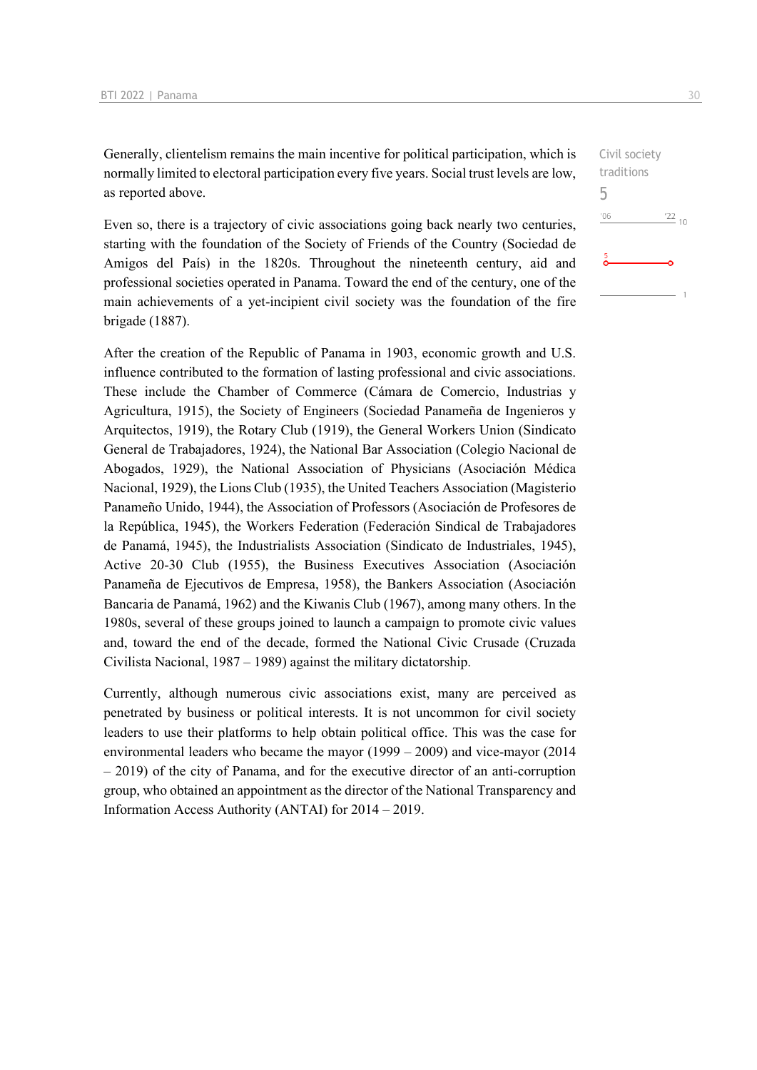Generally, clientelism remains the main incentive for political participation, which is normally limited to electoral participation every five years. Social trust levels are low, as reported above.

Civil society traditions
5

'06 '22 10

Even so, there is a trajectory of civic associations going back nearly two centuries, starting with the foundation of the Society of Friends of the Country (Sociedad de Amigos del País) in the 1820s. Throughout the nineteenth century, aid and professional societies operated in Panama. Toward the end of the century, one of the main achievements of a yet-incipient civil society was the foundation of the fire brigade (1887).

After the creation of the Republic of Panama in 1903, economic growth and U.S. influence contributed to the formation of lasting professional and civic associations. These include the Chamber of Commerce (Cámara de Comercio, Industrias y Agricultura, 1915), the Society of Engineers (Sociedad Panameña de Ingenieros y Arquitectos, 1919), the Rotary Club (1919), the General Workers Union (Sindicato General de Trabajadores, 1924), the National Bar Association (Colegio Nacional de Abogados, 1929), the National Association of Physicians (Asociación Médica Nacional, 1929), the Lions Club (1935), the United Teachers Association (Magisterio Panameño Unido, 1944), the Association of Professors (Asociación de Profesores de la República, 1945), the Workers Federation (Federación Sindical de Trabajadores de Panamá, 1945), the Industrialists Association (Sindicato de Industriales, 1945), Active 20-30 Club (1955), the Business Executives Association (Asociación Panameña de Ejecutivos de Empresa, 1958), the Bankers Association (Asociación Bancaria de Panamá, 1962) and the Kiwanis Club (1967), among many others. In the 1980s, several of these groups joined to launch a campaign to promote civic values and, toward the end of the decade, formed the National Civic Crusade (Cruzada Civilista Nacional, 1987 – 1989) against the military dictatorship.

Currently, although numerous civic associations exist, many are perceived as penetrated by business or political interests. It is not uncommon for civil society leaders to use their platforms to help obtain political office. This was the case for environmental leaders who became the mayor (1999 – 2009) and vice-mayor (2014 – 2019) of the city of Panama, and for the executive director of an anti-corruption group, who obtained an appointment as the director of the National Transparency and Information Access Authority (ANTAI) for 2014 – 2019.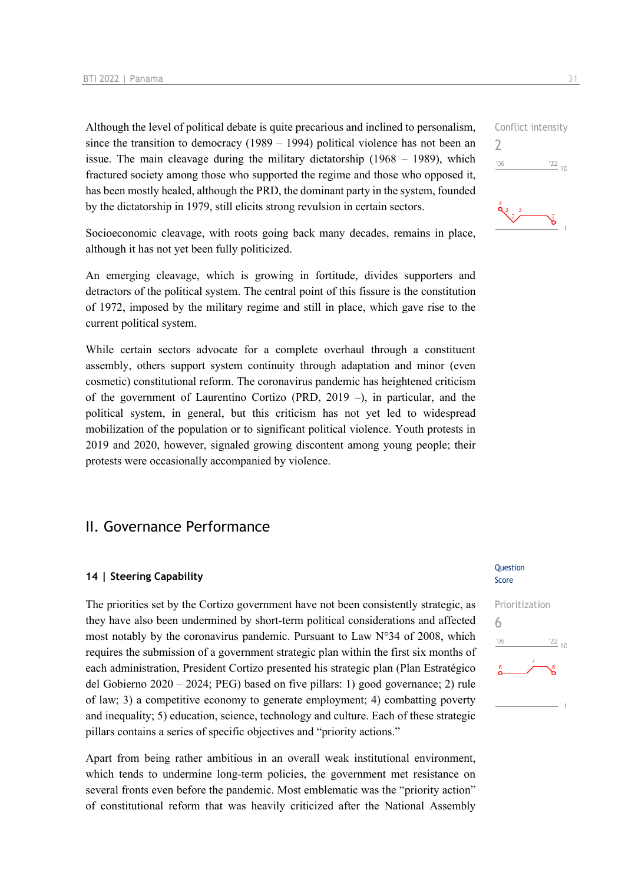Although the level of political debate is quite precarious and inclined to personalism, since the transition to democracy (1989 – 1994) political violence has not been an issue. The main cleavage during the military dictatorship (1968 – 1989), which fractured society among those who supported the regime and those who opposed it, has been mostly healed, although the PRD, the dominant party in the system, founded by the dictatorship in 1979, still elicits strong revulsion in certain sectors.

Conflict intensity
2

Socioeconomic cleavage, with roots going back many decades, remains in place, although it has not yet been fully politicized.

An emerging cleavage, which is growing in fortitude, divides supporters and detractors of the political system. The central point of this fissure is the constitution of 1972, imposed by the military regime and still in place, which gave rise to the current political system.

While certain sectors advocate for a complete overhaul through a constituent assembly, others support system continuity through adaptation and minor (even cosmetic) constitutional reform. The coronavirus pandemic has heightened criticism of the government of Laurentino Cortizo (PRD, 2019 –), in particular, and the political system, in general, but this criticism has not yet led to widespread mobilization of the population or to significant political violence. Youth protests in 2019 and 2020, however, signaled growing discontent among young people; their protests were occasionally accompanied by violence.

## II. Governance Performance

### 14 | Steering Capability

Question Score

The priorities set by the Cortizo government have not been consistently strategic, as they have also been undermined by short-term political considerations and affected most notably by the coronavirus pandemic. Pursuant to Law N°34 of 2008, which requires the submission of a government strategic plan within the first six months of each administration, President Cortizo presented his strategic plan (Plan Estratégico del Gobierno 2020 – 2024; PEG) based on five pillars: 1) good governance; 2) rule of law; 3) a competitive economy to generate employment; 4) combatting poverty and inequality; 5) education, science, technology and culture. Each of these strategic pillars contains a series of specific objectives and "priority actions."

Prioritization
6

Apart from being rather ambitious in an overall weak institutional environment, which tends to undermine long-term policies, the government met resistance on several fronts even before the pandemic. Most emblematic was the "priority action" of constitutional reform that was heavily criticized after the National Assembly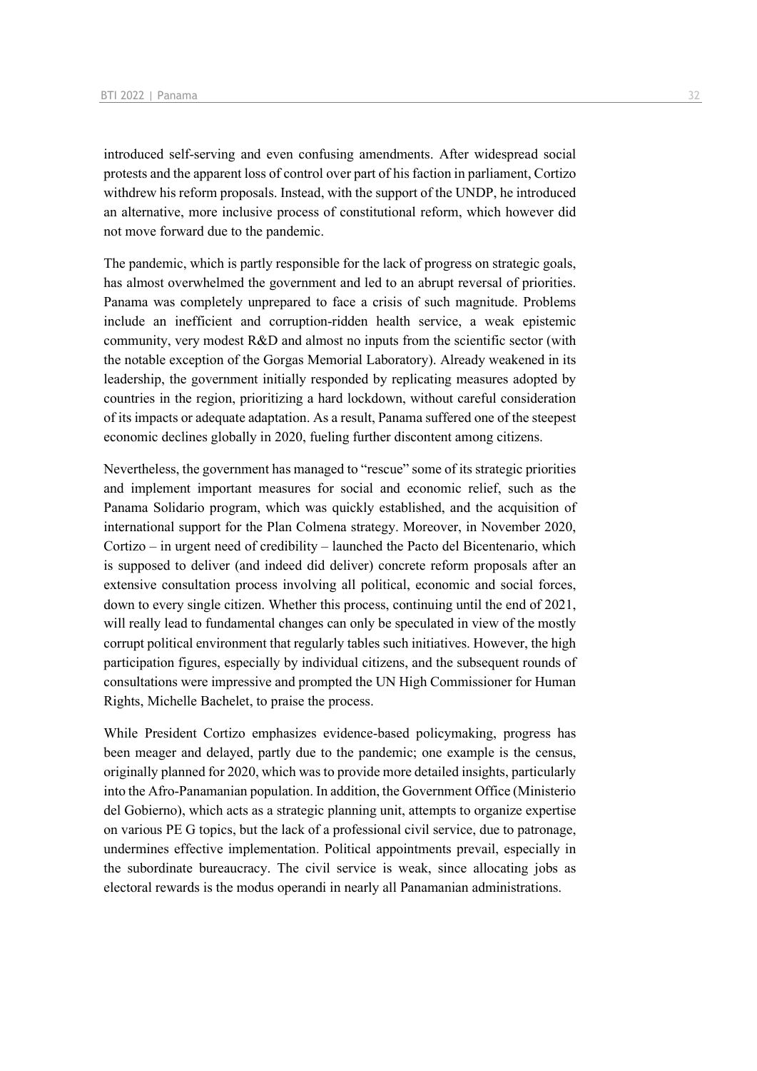introduced self-serving and even confusing amendments. After widespread social protests and the apparent loss of control over part of his faction in parliament, Cortizo withdrew his reform proposals. Instead, with the support of the UNDP, he introduced an alternative, more inclusive process of constitutional reform, which however did not move forward due to the pandemic.

The pandemic, which is partly responsible for the lack of progress on strategic goals, has almost overwhelmed the government and led to an abrupt reversal of priorities. Panama was completely unprepared to face a crisis of such magnitude. Problems include an inefficient and corruption-ridden health service, a weak epistemic community, very modest R&D and almost no inputs from the scientific sector (with the notable exception of the Gorgas Memorial Laboratory). Already weakened in its leadership, the government initially responded by replicating measures adopted by countries in the region, prioritizing a hard lockdown, without careful consideration of its impacts or adequate adaptation. As a result, Panama suffered one of the steepest economic declines globally in 2020, fueling further discontent among citizens.

Nevertheless, the government has managed to "rescue" some of its strategic priorities and implement important measures for social and economic relief, such as the Panama Solidario program, which was quickly established, and the acquisition of international support for the Plan Colmena strategy. Moreover, in November 2020, Cortizo – in urgent need of credibility – launched the Pacto del Bicentenario, which is supposed to deliver (and indeed did deliver) concrete reform proposals after an extensive consultation process involving all political, economic and social forces, down to every single citizen. Whether this process, continuing until the end of 2021, will really lead to fundamental changes can only be speculated in view of the mostly corrupt political environment that regularly tables such initiatives. However, the high participation figures, especially by individual citizens, and the subsequent rounds of consultations were impressive and prompted the UN High Commissioner for Human Rights, Michelle Bachelet, to praise the process.

While President Cortizo emphasizes evidence-based policymaking, progress has been meager and delayed, partly due to the pandemic; one example is the census, originally planned for 2020, which was to provide more detailed insights, particularly into the Afro-Panamanian population. In addition, the Government Office (Ministerio del Gobierno), which acts as a strategic planning unit, attempts to organize expertise on various PE G topics, but the lack of a professional civil service, due to patronage, undermines effective implementation. Political appointments prevail, especially in the subordinate bureaucracy. The civil service is weak, since allocating jobs as electoral rewards is the modus operandi in nearly all Panamanian administrations.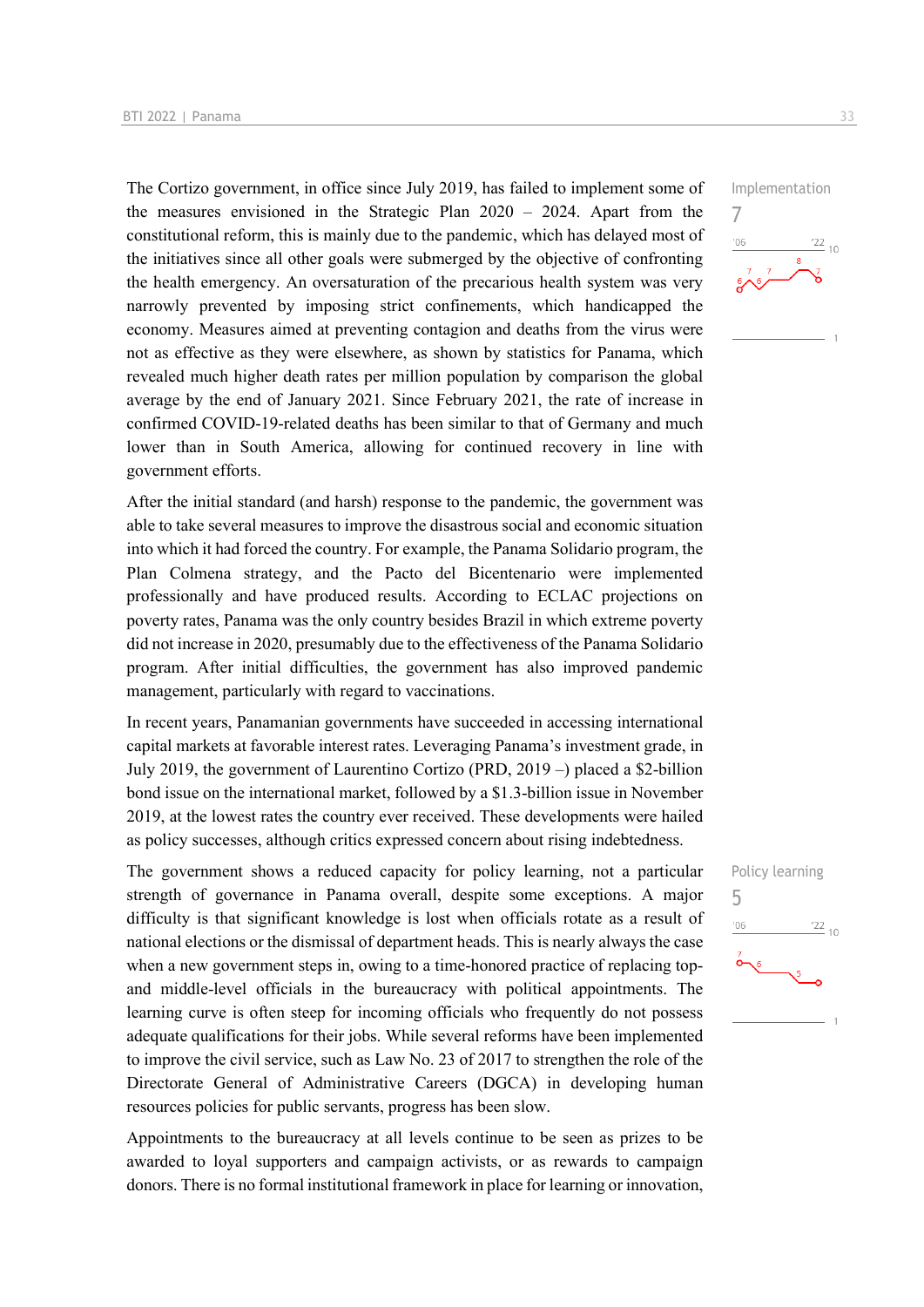Implementation

7

The Cortizo government, in office since July 2019, has failed to implement some of the measures envisioned in the Strategic Plan 2020 – 2024. Apart from the constitutional reform, this is mainly due to the pandemic, which has delayed most of the initiatives since all other goals were submerged by the objective of confronting the health emergency. An oversaturation of the precarious health system was very narrowly prevented by imposing strict confinements, which handicapped the economy. Measures aimed at preventing contagion and deaths from the virus were not as effective as they were elsewhere, as shown by statistics for Panama, which revealed much higher death rates per million population by comparison the global average by the end of January 2021. Since February 2021, the rate of increase in confirmed COVID-19-related deaths has been similar to that of Germany and much lower than in South America, allowing for continued recovery in line with government efforts.

After the initial standard (and harsh) response to the pandemic, the government was able to take several measures to improve the disastrous social and economic situation into which it had forced the country. For example, the Panama Solidario program, the Plan Colmena strategy, and the Pacto del Bicentenario were implemented professionally and have produced results. According to ECLAC projections on poverty rates, Panama was the only country besides Brazil in which extreme poverty did not increase in 2020, presumably due to the effectiveness of the Panama Solidario program. After initial difficulties, the government has also improved pandemic management, particularly with regard to vaccinations.

In recent years, Panamanian governments have succeeded in accessing international capital markets at favorable interest rates. Leveraging Panama's investment grade, in July 2019, the government of Laurentino Cortizo (PRD, 2019 –) placed a $2-billion bond issue on the international market, followed by a $1.3-billion issue in November 2019, at the lowest rates the country ever received. These developments were hailed as policy successes, although critics expressed concern about rising indebtedness.

Policy learning

5

The government shows a reduced capacity for policy learning, not a particular strength of governance in Panama overall, despite some exceptions. A major difficulty is that significant knowledge is lost when officials rotate as a result of national elections or the dismissal of department heads. This is nearly always the case when a new government steps in, owing to a time-honored practice of replacing top- and middle-level officials in the bureaucracy with political appointments. The learning curve is often steep for incoming officials who frequently do not possess adequate qualifications for their jobs. While several reforms have been implemented to improve the civil service, such as Law No. 23 of 2017 to strengthen the role of the Directorate General of Administrative Careers (DGCA) in developing human resources policies for public servants, progress has been slow.

Appointments to the bureaucracy at all levels continue to be seen as prizes to be awarded to loyal supporters and campaign activists, or as rewards to campaign donors. There is no formal institutional framework in place for learning or innovation,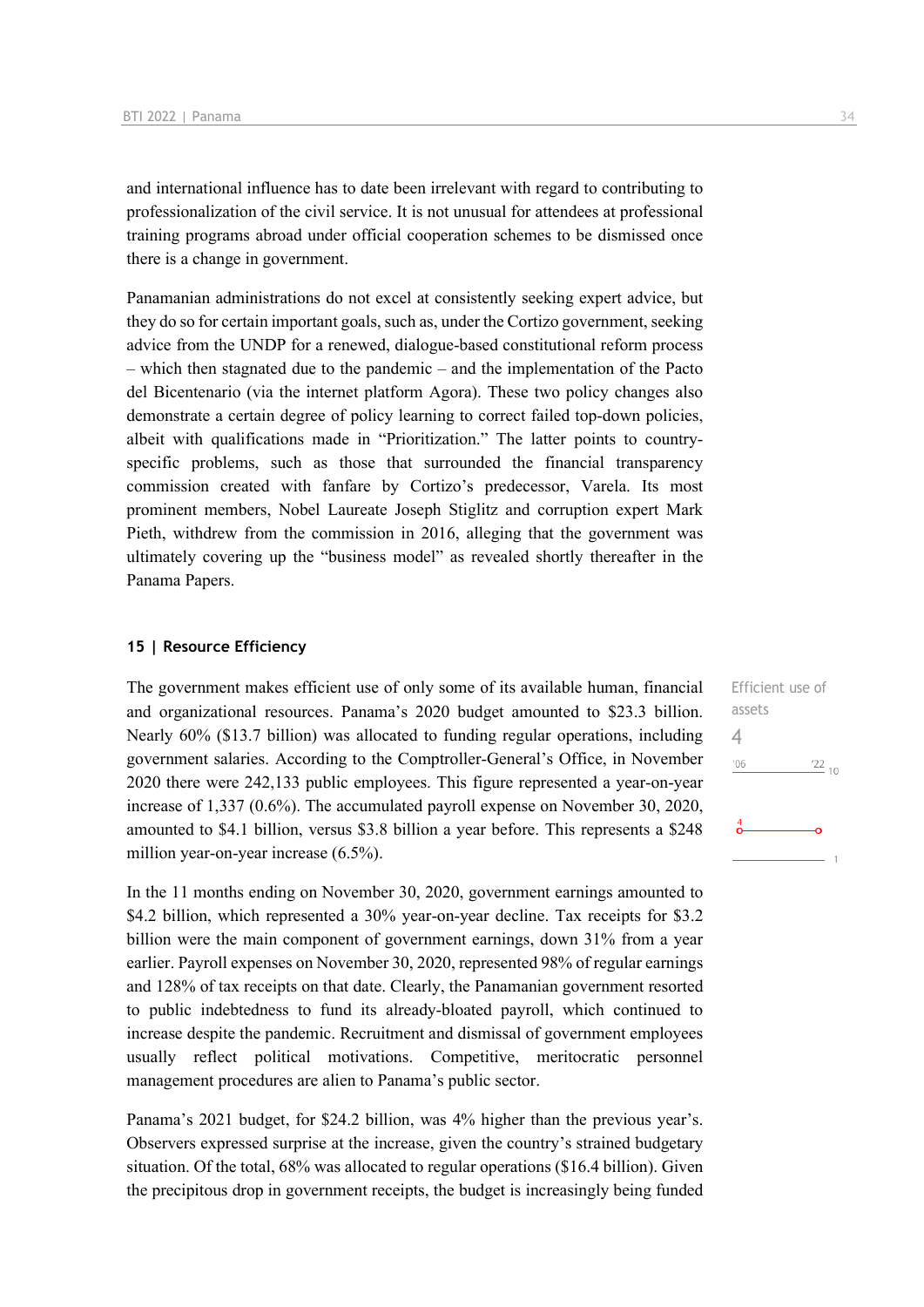and international influence has to date been irrelevant with regard to contributing to professionalization of the civil service. It is not unusual for attendees at professional training programs abroad under official cooperation schemes to be dismissed once there is a change in government.

Panamanian administrations do not excel at consistently seeking expert advice, but they do so for certain important goals, such as, under the Cortizo government, seeking advice from the UNDP for a renewed, dialogue-based constitutional reform process – which then stagnated due to the pandemic – and the implementation of the Pacto del Bicentenario (via the internet platform Agora). These two policy changes also demonstrate a certain degree of policy learning to correct failed top-down policies, albeit with qualifications made in "Prioritization." The latter points to country-specific problems, such as those that surrounded the financial transparency commission created with fanfare by Cortizo's predecessor, Varela. Its most prominent members, Nobel Laureate Joseph Stiglitz and corruption expert Mark Pieth, withdrew from the commission in 2016, alleging that the government was ultimately covering up the "business model" as revealed shortly thereafter in the Panama Papers.

#### 15 | Resource Efficiency

Efficient use of assets

4

'06 '22 10

4

1

The government makes efficient use of only some of its available human, financial and organizational resources. Panama's 2020 budget amounted to $23.3 billion. Nearly 60% ($13.7 billion) was allocated to funding regular operations, including government salaries. According to the Comptroller-General's Office, in November 2020 there were 242,133 public employees. This figure represented a year-on-year increase of 1,337 (0.6%). The accumulated payroll expense on November 30, 2020, amounted to $4.1 billion, versus $3.8 billion a year before. This represents a $248 million year-on-year increase (6.5%).

In the 11 months ending on November 30, 2020, government earnings amounted to $4.2 billion, which represented a 30% year-on-year decline. Tax receipts for $3.2 billion were the main component of government earnings, down 31% from a year earlier. Payroll expenses on November 30, 2020, represented 98% of regular earnings and 128% of tax receipts on that date. Clearly, the Panamanian government resorted to public indebtedness to fund its already-bloated payroll, which continued to increase despite the pandemic. Recruitment and dismissal of government employees usually reflect political motivations. Competitive, meritocratic personnel management procedures are alien to Panama's public sector.

Panama's 2021 budget, for $24.2 billion, was 4% higher than the previous year's. Observers expressed surprise at the increase, given the country's strained budgetary situation. Of the total, 68% was allocated to regular operations ($16.4 billion). Given the precipitous drop in government receipts, the budget is increasingly being funded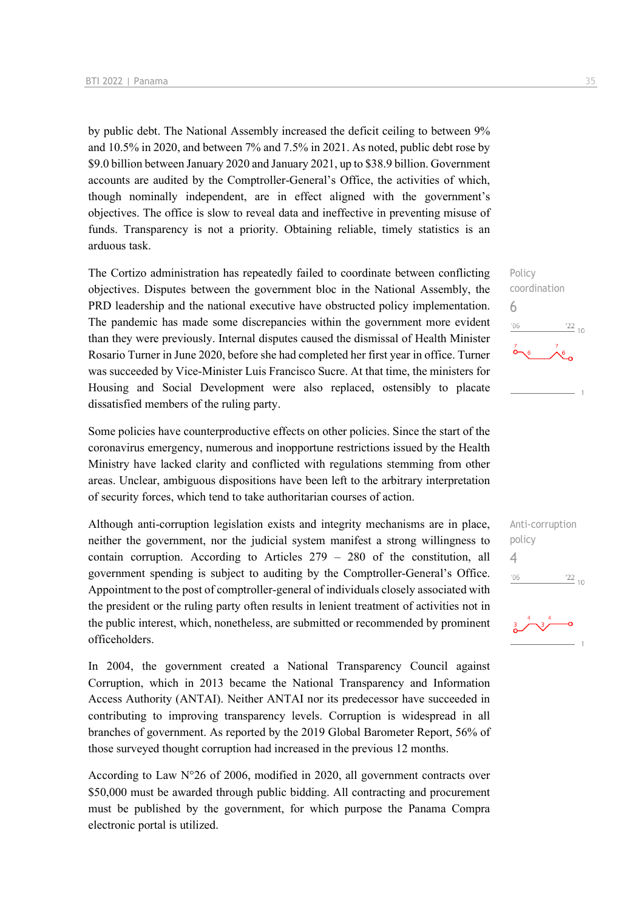by public debt. The National Assembly increased the deficit ceiling to between 9% and 10.5% in 2020, and between 7% and 7.5% in 2021. As noted, public debt rose by $9.0 billion between January 2020 and January 2021, up to $38.9 billion. Government accounts are audited by the Comptroller-General's Office, the activities of which, though nominally independent, are in effect aligned with the government's objectives. The office is slow to reveal data and ineffective in preventing misuse of funds. Transparency is not a priority. Obtaining reliable, timely statistics is an arduous task.

Policy coordination
6

The Cortizo administration has repeatedly failed to coordinate between conflicting objectives. Disputes between the government bloc in the National Assembly, the PRD leadership and the national executive have obstructed policy implementation. The pandemic has made some discrepancies within the government more evident than they were previously. Internal disputes caused the dismissal of Health Minister Rosario Turner in June 2020, before she had completed her first year in office. Turner was succeeded by Vice-Minister Luis Francisco Sucre. At that time, the ministers for Housing and Social Development were also replaced, ostensibly to placate dissatisfied members of the ruling party.

Some policies have counterproductive effects on other policies. Since the start of the coronavirus emergency, numerous and inopportune restrictions issued by the Health Ministry have lacked clarity and conflicted with regulations stemming from other areas. Unclear, ambiguous dispositions have been left to the arbitrary interpretation of security forces, which tend to take authoritarian courses of action.

Anti-corruption policy
4

Although anti-corruption legislation exists and integrity mechanisms are in place, neither the government, nor the judicial system manifest a strong willingness to contain corruption. According to Articles 279 – 280 of the constitution, all government spending is subject to auditing by the Comptroller-General's Office. Appointment to the post of comptroller-general of individuals closely associated with the president or the ruling party often results in lenient treatment of activities not in the public interest, which, nonetheless, are submitted or recommended by prominent officeholders.

In 2004, the government created a National Transparency Council against Corruption, which in 2013 became the National Transparency and Information Access Authority (ANTAI). Neither ANTAI nor its predecessor have succeeded in contributing to improving transparency levels. Corruption is widespread in all branches of government. As reported by the 2019 Global Barometer Report, 56% of those surveyed thought corruption had increased in the previous 12 months.

According to Law N°26 of 2006, modified in 2020, all government contracts over $50,000 must be awarded through public bidding. All contracting and procurement must be published by the government, for which purpose the Panama Compra electronic portal is utilized.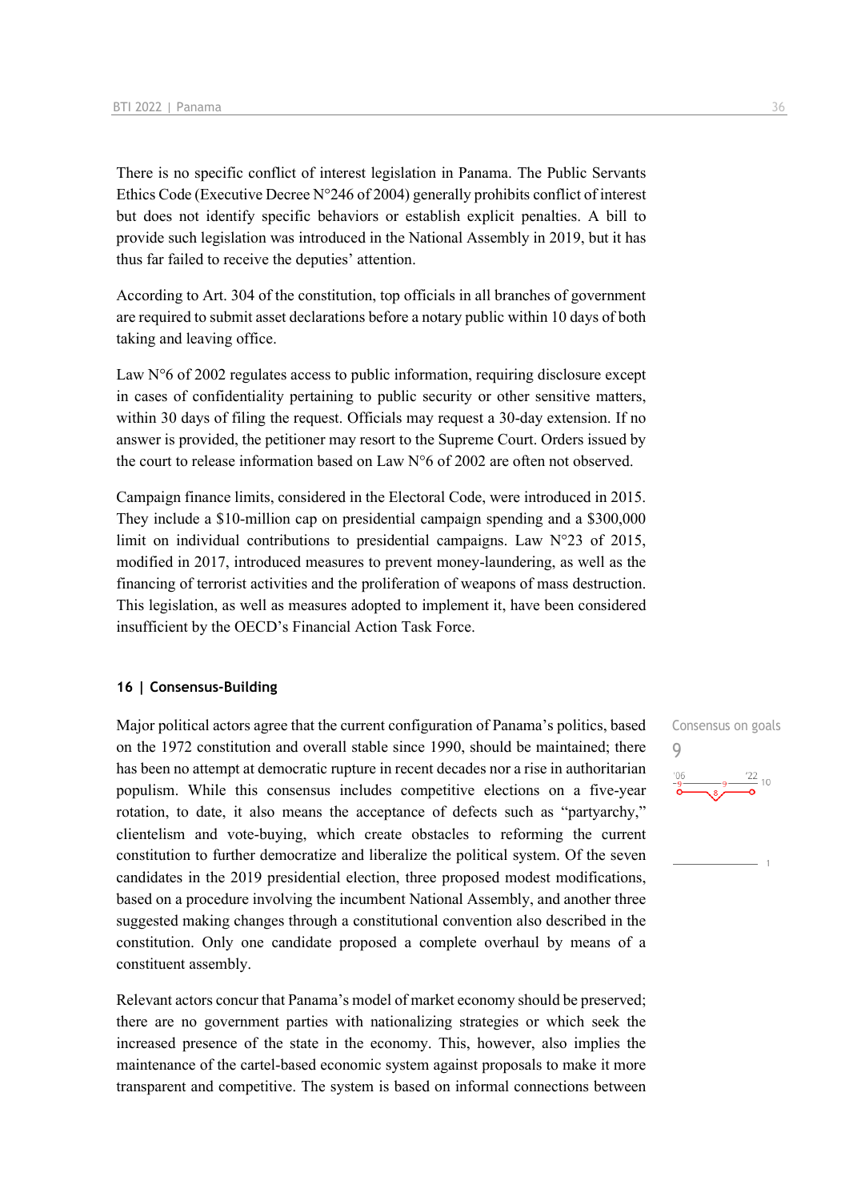There is no specific conflict of interest legislation in Panama. The Public Servants Ethics Code (Executive Decree N°246 of 2004) generally prohibits conflict of interest but does not identify specific behaviors or establish explicit penalties. A bill to provide such legislation was introduced in the National Assembly in 2019, but it has thus far failed to receive the deputies' attention.

According to Art. 304 of the constitution, top officials in all branches of government are required to submit asset declarations before a notary public within 10 days of both taking and leaving office.

Law N°6 of 2002 regulates access to public information, requiring disclosure except in cases of confidentiality pertaining to public security or other sensitive matters, within 30 days of filing the request. Officials may request a 30-day extension. If no answer is provided, the petitioner may resort to the Supreme Court. Orders issued by the court to release information based on Law N°6 of 2002 are often not observed.

Campaign finance limits, considered in the Electoral Code, were introduced in 2015. They include a $10-million cap on presidential campaign spending and a $300,000 limit on individual contributions to presidential campaigns. Law N°23 of 2015, modified in 2017, introduced measures to prevent money-laundering, as well as the financing of terrorist activities and the proliferation of weapons of mass destruction. This legislation, as well as measures adopted to implement it, have been considered insufficient by the OECD's Financial Action Task Force.

## 16 | Consensus-Building

Consensus on goals
9

Major political actors agree that the current configuration of Panama's politics, based on the 1972 constitution and overall stable since 1990, should be maintained; there has been no attempt at democratic rupture in recent decades nor a rise in authoritarian populism. While this consensus includes competitive elections on a five-year rotation, to date, it also means the acceptance of defects such as "partyarchy," clientelism and vote-buying, which create obstacles to reforming the current constitution to further democratize and liberalize the political system. Of the seven candidates in the 2019 presidential election, three proposed modest modifications, based on a procedure involving the incumbent National Assembly, and another three suggested making changes through a constitutional convention also described in the constitution. Only one candidate proposed a complete overhaul by means of a constituent assembly.

Relevant actors concur that Panama's model of market economy should be preserved; there are no government parties with nationalizing strategies or which seek the increased presence of the state in the economy. This, however, also implies the maintenance of the cartel-based economic system against proposals to make it more transparent and competitive. The system is based on informal connections between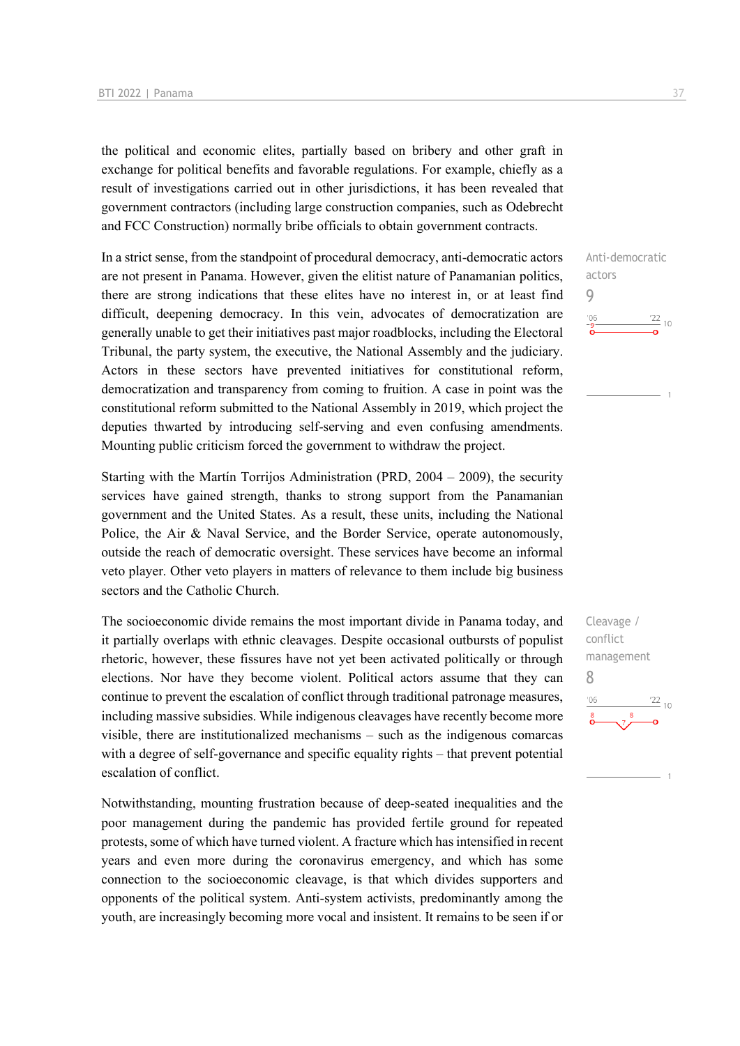the political and economic elites, partially based on bribery and other graft in exchange for political benefits and favorable regulations. For example, chiefly as a result of investigations carried out in other jurisdictions, it has been revealed that government contractors (including large construction companies, such as Odebrecht and FCC Construction) normally bribe officials to obtain government contracts.

In a strict sense, from the standpoint of procedural democracy, anti-democratic actors are not present in Panama. However, given the elitist nature of Panamanian politics, there are strong indications that these elites have no interest in, or at least find difficult, deepening democracy. In this vein, advocates of democratization are generally unable to get their initiatives past major roadblocks, including the Electoral Tribunal, the party system, the executive, the National Assembly and the judiciary. Actors in these sectors have prevented initiatives for constitutional reform, democratization and transparency from coming to fruition. A case in point was the constitutional reform submitted to the National Assembly in 2019, which project the deputies thwarted by introducing self-serving and even confusing amendments. Mounting public criticism forced the government to withdraw the project.

Anti-democratic actors
9

Starting with the Martín Torrijos Administration (PRD, 2004 – 2009), the security services have gained strength, thanks to strong support from the Panamanian government and the United States. As a result, these units, including the National Police, the Air & Naval Service, and the Border Service, operate autonomously, outside the reach of democratic oversight. These services have become an informal veto player. Other veto players in matters of relevance to them include big business sectors and the Catholic Church.

The socioeconomic divide remains the most important divide in Panama today, and it partially overlaps with ethnic cleavages. Despite occasional outbursts of populist rhetoric, however, these fissures have not yet been activated politically or through elections. Nor have they become violent. Political actors assume that they can continue to prevent the escalation of conflict through traditional patronage measures, including massive subsidies. While indigenous cleavages have recently become more visible, there are institutionalized mechanisms – such as the indigenous comarcas with a degree of self-governance and specific equality rights – that prevent potential escalation of conflict.

Cleavage / conflict management
8

Notwithstanding, mounting frustration because of deep-seated inequalities and the poor management during the pandemic has provided fertile ground for repeated protests, some of which have turned violent. A fracture which has intensified in recent years and even more during the coronavirus emergency, and which has some connection to the socioeconomic cleavage, is that which divides supporters and opponents of the political system. Anti-system activists, predominantly among the youth, are increasingly becoming more vocal and insistent. It remains to be seen if or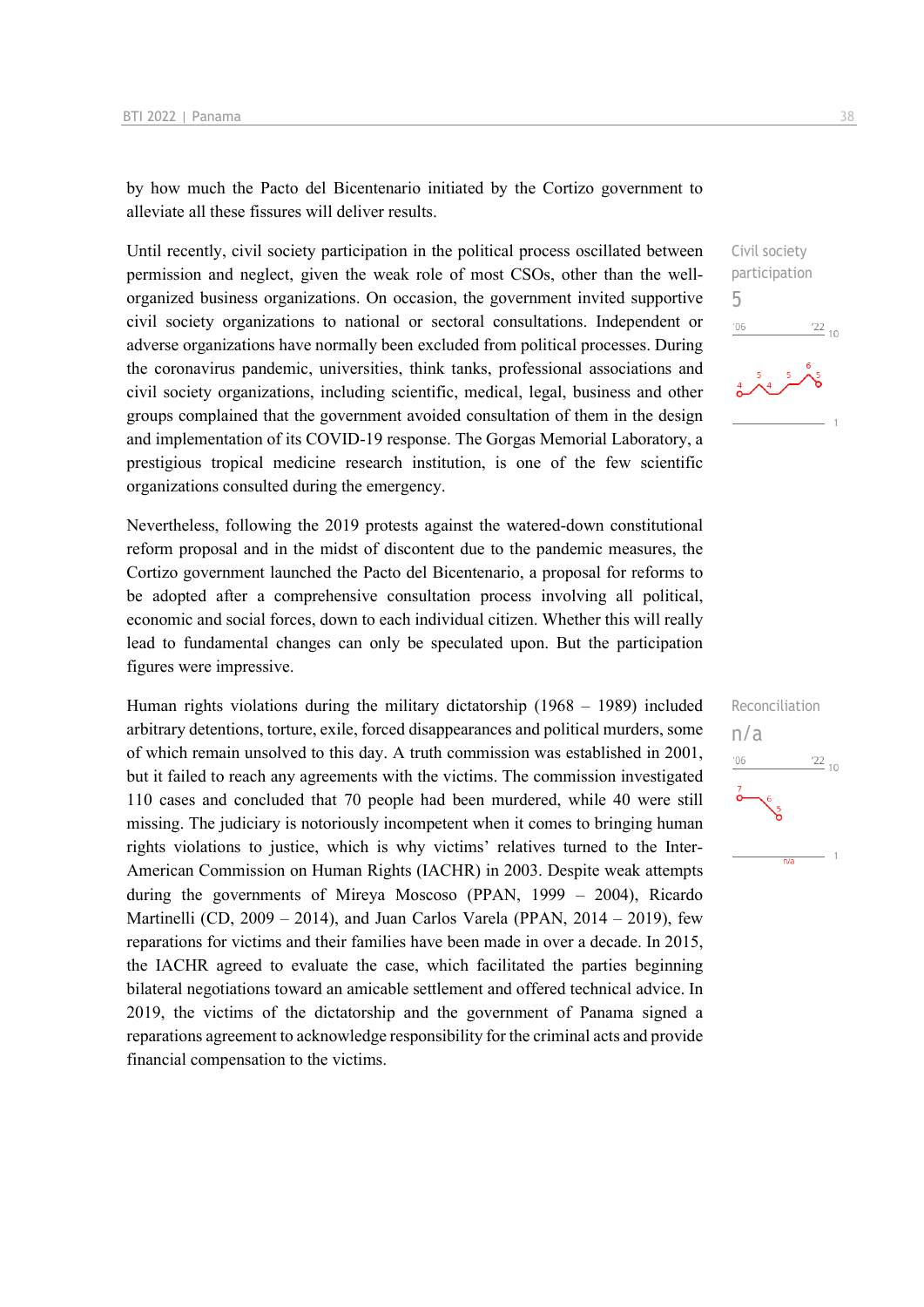by how much the Pacto del Bicentenario initiated by the Cortizo government to alleviate all these fissures will deliver results.

Until recently, civil society participation in the political process oscillated between permission and neglect, given the weak role of most CSOs, other than the well-organized business organizations. On occasion, the government invited supportive civil society organizations to national or sectoral consultations. Independent or adverse organizations have normally been excluded from political processes. During the coronavirus pandemic, universities, think tanks, professional associations and civil society organizations, including scientific, medical, legal, business and other groups complained that the government avoided consultation of them in the design and implementation of its COVID-19 response. The Gorgas Memorial Laboratory, a prestigious tropical medicine research institution, is one of the few scientific organizations consulted during the emergency.

Civil society participation
5

Nevertheless, following the 2019 protests against the watered-down constitutional reform proposal and in the midst of discontent due to the pandemic measures, the Cortizo government launched the Pacto del Bicentenario, a proposal for reforms to be adopted after a comprehensive consultation process involving all political, economic and social forces, down to each individual citizen. Whether this will really lead to fundamental changes can only be speculated upon. But the participation figures were impressive.

Human rights violations during the military dictatorship (1968 – 1989) included arbitrary detentions, torture, exile, forced disappearances and political murders, some of which remain unsolved to this day. A truth commission was established in 2001, but it failed to reach any agreements with the victims. The commission investigated 110 cases and concluded that 70 people had been murdered, while 40 were still missing. The judiciary is notoriously incompetent when it comes to bringing human rights violations to justice, which is why victims' relatives turned to the Inter-American Commission on Human Rights (IACHR) in 2003. Despite weak attempts during the governments of Mireya Moscoso (PPAN, 1999 – 2004), Ricardo Martinelli (CD, 2009 – 2014), and Juan Carlos Varela (PPAN, 2014 – 2019), few reparations for victims and their families have been made in over a decade. In 2015, the IACHR agreed to evaluate the case, which facilitated the parties beginning bilateral negotiations toward an amicable settlement and offered technical advice. In 2019, the victims of the dictatorship and the government of Panama signed a reparations agreement to acknowledge responsibility for the criminal acts and provide financial compensation to the victims.

Reconciliation
n/a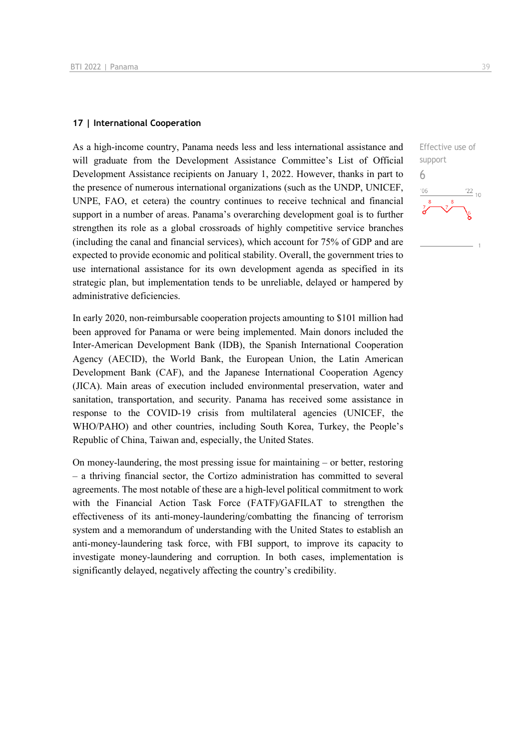## 17 | International Cooperation

Effective use of support

6

As a high-income country, Panama needs less and less international assistance and will graduate from the Development Assistance Committee's List of Official Development Assistance recipients on January 1, 2022. However, thanks in part to the presence of numerous international organizations (such as the UNDP, UNICEF, UNPE, FAO, et cetera) the country continues to receive technical and financial support in a number of areas. Panama's overarching development goal is to further strengthen its role as a global crossroads of highly competitive service branches (including the canal and financial services), which account for 75% of GDP and are expected to provide economic and political stability. Overall, the government tries to use international assistance for its own development agenda as specified in its strategic plan, but implementation tends to be unreliable, delayed or hampered by administrative deficiencies.

In early 2020, non-reimbursable cooperation projects amounting to $101 million had been approved for Panama or were being implemented. Main donors included the Inter-American Development Bank (IDB), the Spanish International Cooperation Agency (AECID), the World Bank, the European Union, the Latin American Development Bank (CAF), and the Japanese International Cooperation Agency (JICA). Main areas of execution included environmental preservation, water and sanitation, transportation, and security. Panama has received some assistance in response to the COVID-19 crisis from multilateral agencies (UNICEF, the WHO/PAHO) and other countries, including South Korea, Turkey, the People's Republic of China, Taiwan and, especially, the United States.

On money-laundering, the most pressing issue for maintaining – or better, restoring – a thriving financial sector, the Cortizo administration has committed to several agreements. The most notable of these are a high-level political commitment to work with the Financial Action Task Force (FATF)/GAFILAT to strengthen the effectiveness of its anti-money-laundering/combatting the financing of terrorism system and a memorandum of understanding with the United States to establish an anti-money-laundering task force, with FBI support, to improve its capacity to investigate money-laundering and corruption. In both cases, implementation is significantly delayed, negatively affecting the country's credibility.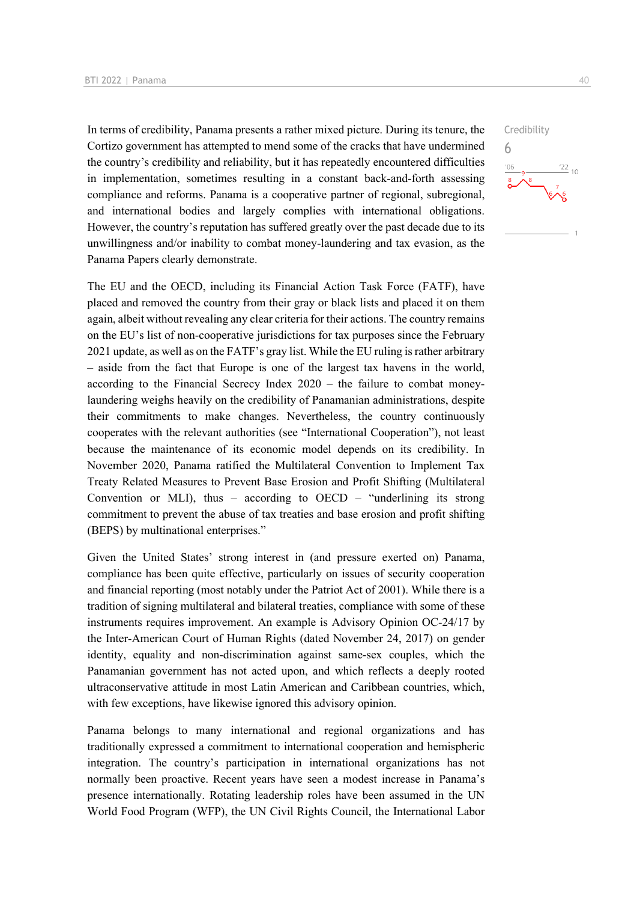In terms of credibility, Panama presents a rather mixed picture. During its tenure, the Cortizo government has attempted to mend some of the cracks that have undermined the country's credibility and reliability, but it has repeatedly encountered difficulties in implementation, sometimes resulting in a constant back-and-forth assessing compliance and reforms. Panama is a cooperative partner of regional, subregional, and international bodies and largely complies with international obligations. However, the country's reputation has suffered greatly over the past decade due to its unwillingness and/or inability to combat money-laundering and tax evasion, as the Panama Papers clearly demonstrate.

Credibility
6

The EU and the OECD, including its Financial Action Task Force (FATF), have placed and removed the country from their gray or black lists and placed it on them again, albeit without revealing any clear criteria for their actions. The country remains on the EU's list of non-cooperative jurisdictions for tax purposes since the February 2021 update, as well as on the FATF's gray list. While the EU ruling is rather arbitrary – aside from the fact that Europe is one of the largest tax havens in the world, according to the Financial Secrecy Index 2020 – the failure to combat money-laundering weighs heavily on the credibility of Panamanian administrations, despite their commitments to make changes. Nevertheless, the country continuously cooperates with the relevant authorities (see "International Cooperation"), not least because the maintenance of its economic model depends on its credibility. In November 2020, Panama ratified the Multilateral Convention to Implement Tax Treaty Related Measures to Prevent Base Erosion and Profit Shifting (Multilateral Convention or MLI), thus – according to OECD – "underlining its strong commitment to prevent the abuse of tax treaties and base erosion and profit shifting (BEPS) by multinational enterprises."

Given the United States' strong interest in (and pressure exerted on) Panama, compliance has been quite effective, particularly on issues of security cooperation and financial reporting (most notably under the Patriot Act of 2001). While there is a tradition of signing multilateral and bilateral treaties, compliance with some of these instruments requires improvement. An example is Advisory Opinion OC-24/17 by the Inter-American Court of Human Rights (dated November 24, 2017) on gender identity, equality and non-discrimination against same-sex couples, which the Panamanian government has not acted upon, and which reflects a deeply rooted ultraconservative attitude in most Latin American and Caribbean countries, which, with few exceptions, have likewise ignored this advisory opinion.

Panama belongs to many international and regional organizations and has traditionally expressed a commitment to international cooperation and hemispheric integration. The country's participation in international organizations has not normally been proactive. Recent years have seen a modest increase in Panama's presence internationally. Rotating leadership roles have been assumed in the UN World Food Program (WFP), the UN Civil Rights Council, the International Labor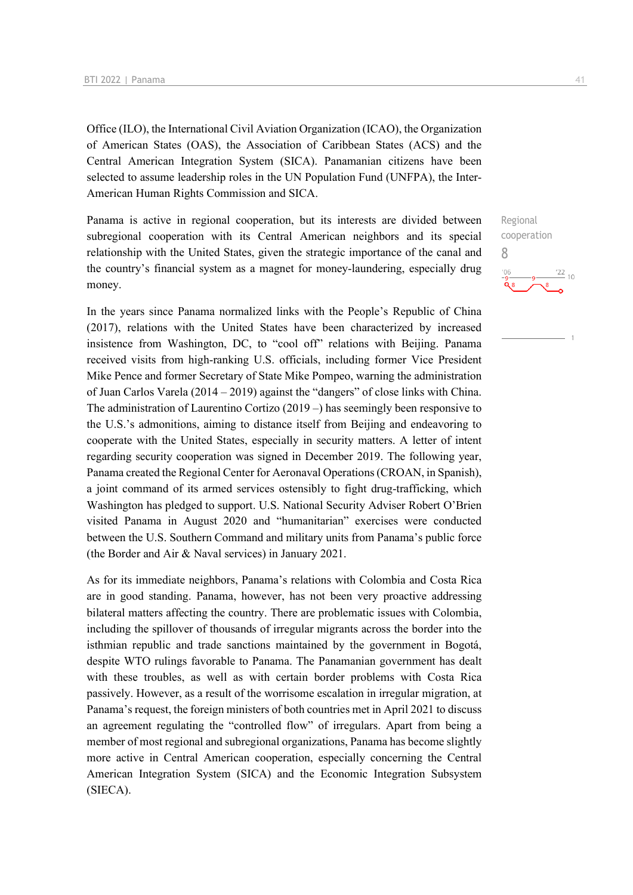Office (ILO), the International Civil Aviation Organization (ICAO), the Organization of American States (OAS), the Association of Caribbean States (ACS) and the Central American Integration System (SICA). Panamanian citizens have been selected to assume leadership roles in the UN Population Fund (UNFPA), the Inter-American Human Rights Commission and SICA.

Regional cooperation
8

Panama is active in regional cooperation, but its interests are divided between subregional cooperation with its Central American neighbors and its special relationship with the United States, given the strategic importance of the canal and the country's financial system as a magnet for money-laundering, especially drug money.

In the years since Panama normalized links with the People's Republic of China (2017), relations with the United States have been characterized by increased insistence from Washington, DC, to "cool off" relations with Beijing. Panama received visits from high-ranking U.S. officials, including former Vice President Mike Pence and former Secretary of State Mike Pompeo, warning the administration of Juan Carlos Varela (2014 – 2019) against the "dangers" of close links with China. The administration of Laurentino Cortizo (2019 –) has seemingly been responsive to the U.S.'s admonitions, aiming to distance itself from Beijing and endeavoring to cooperate with the United States, especially in security matters. A letter of intent regarding security cooperation was signed in December 2019. The following year, Panama created the Regional Center for Aeronaval Operations (CROAN, in Spanish), a joint command of its armed services ostensibly to fight drug-trafficking, which Washington has pledged to support. U.S. National Security Adviser Robert O'Brien visited Panama in August 2020 and "humanitarian" exercises were conducted between the U.S. Southern Command and military units from Panama's public force (the Border and Air & Naval services) in January 2021.

As for its immediate neighbors, Panama's relations with Colombia and Costa Rica are in good standing. Panama, however, has not been very proactive addressing bilateral matters affecting the country. There are problematic issues with Colombia, including the spillover of thousands of irregular migrants across the border into the isthmian republic and trade sanctions maintained by the government in Bogotá, despite WTO rulings favorable to Panama. The Panamanian government has dealt with these troubles, as well as with certain border problems with Costa Rica passively. However, as a result of the worrisome escalation in irregular migration, at Panama's request, the foreign ministers of both countries met in April 2021 to discuss an agreement regulating the "controlled flow" of irregulars. Apart from being a member of most regional and subregional organizations, Panama has become slightly more active in Central American cooperation, especially concerning the Central American Integration System (SICA) and the Economic Integration Subsystem (SIECA).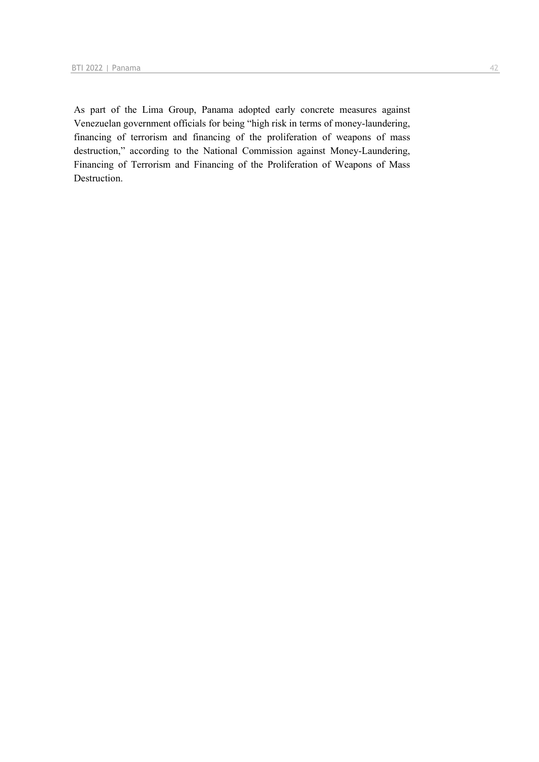As part of the Lima Group, Panama adopted early concrete measures against Venezuelan government officials for being "high risk in terms of money-laundering, financing of terrorism and financing of the proliferation of weapons of mass destruction," according to the National Commission against Money-Laundering, Financing of Terrorism and Financing of the Proliferation of Weapons of Mass Destruction.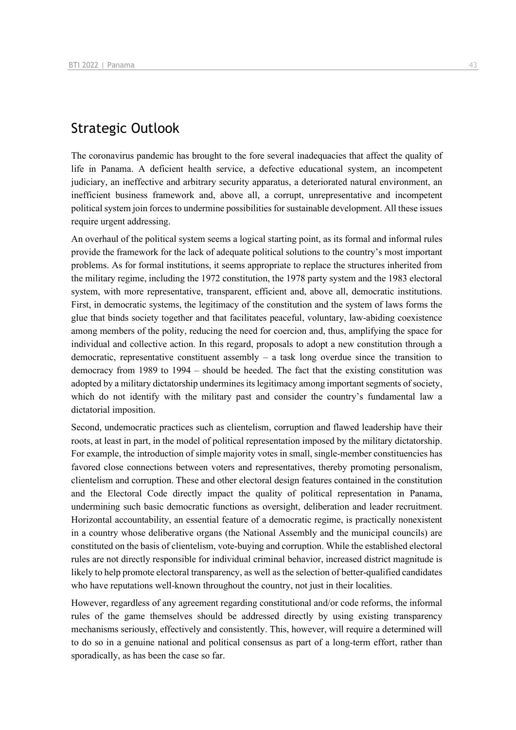## Strategic Outlook

The coronavirus pandemic has brought to the fore several inadequacies that affect the quality of life in Panama. A deficient health service, a defective educational system, an incompetent judiciary, an ineffective and arbitrary security apparatus, a deteriorated natural environment, an inefficient business framework and, above all, a corrupt, unrepresentative and incompetent political system join forces to undermine possibilities for sustainable development. All these issues require urgent addressing.

An overhaul of the political system seems a logical starting point, as its formal and informal rules provide the framework for the lack of adequate political solutions to the country's most important problems. As for formal institutions, it seems appropriate to replace the structures inherited from the military regime, including the 1972 constitution, the 1978 party system and the 1983 electoral system, with more representative, transparent, efficient and, above all, democratic institutions. First, in democratic systems, the legitimacy of the constitution and the system of laws forms the glue that binds society together and that facilitates peaceful, voluntary, law-abiding coexistence among members of the polity, reducing the need for coercion and, thus, amplifying the space for individual and collective action. In this regard, proposals to adopt a new constitution through a democratic, representative constituent assembly – a task long overdue since the transition to democracy from 1989 to 1994 – should be heeded. The fact that the existing constitution was adopted by a military dictatorship undermines its legitimacy among important segments of society, which do not identify with the military past and consider the country's fundamental law a dictatorial imposition.

Second, undemocratic practices such as clientelism, corruption and flawed leadership have their roots, at least in part, in the model of political representation imposed by the military dictatorship. For example, the introduction of simple majority votes in small, single-member constituencies has favored close connections between voters and representatives, thereby promoting personalism, clientelism and corruption. These and other electoral design features contained in the constitution and the Electoral Code directly impact the quality of political representation in Panama, undermining such basic democratic functions as oversight, deliberation and leader recruitment. Horizontal accountability, an essential feature of a democratic regime, is practically nonexistent in a country whose deliberative organs (the National Assembly and the municipal councils) are constituted on the basis of clientelism, vote-buying and corruption. While the established electoral rules are not directly responsible for individual criminal behavior, increased district magnitude is likely to help promote electoral transparency, as well as the selection of better-qualified candidates who have reputations well-known throughout the country, not just in their localities.

However, regardless of any agreement regarding constitutional and/or code reforms, the informal rules of the game themselves should be addressed directly by using existing transparency mechanisms seriously, effectively and consistently. This, however, will require a determined will to do so in a genuine national and political consensus as part of a long-term effort, rather than sporadically, as has been the case so far.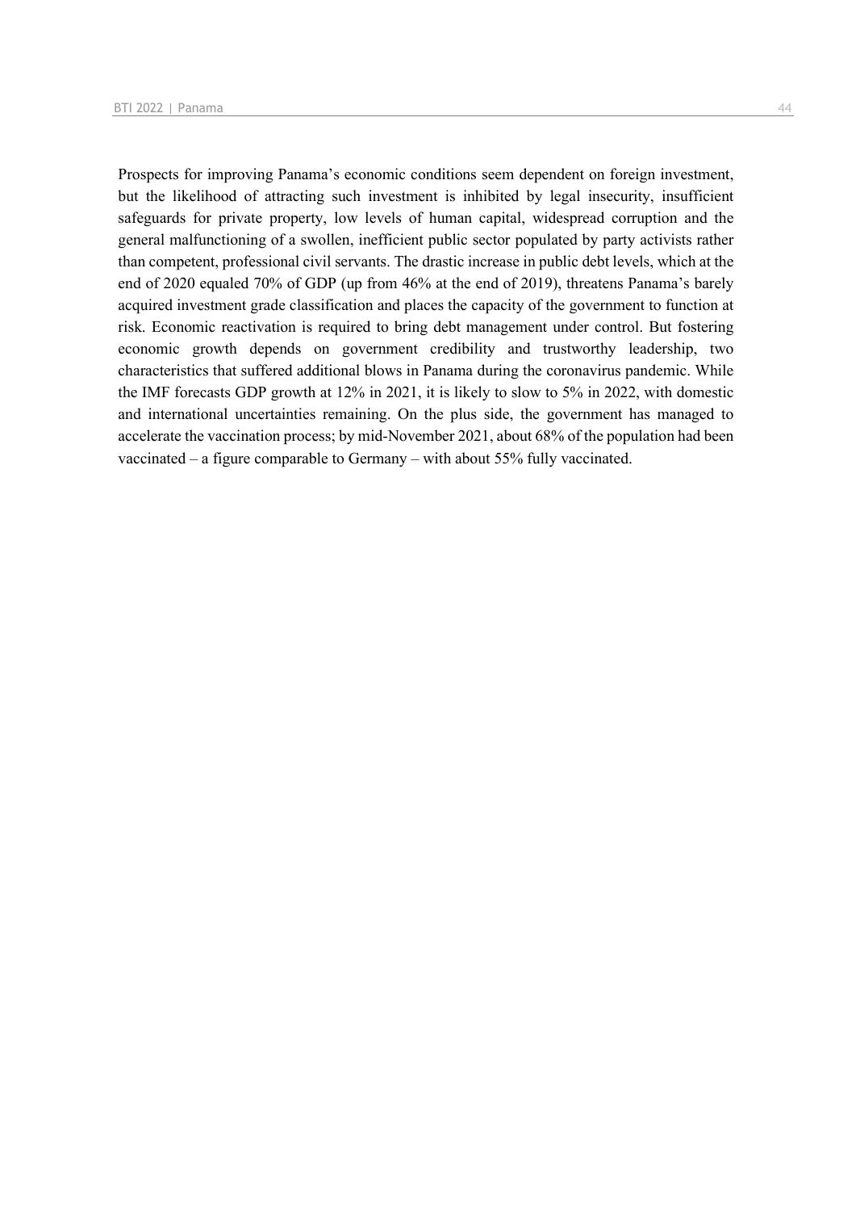Prospects for improving Panama's economic conditions seem dependent on foreign investment, but the likelihood of attracting such investment is inhibited by legal insecurity, insufficient safeguards for private property, low levels of human capital, widespread corruption and the general malfunctioning of a swollen, inefficient public sector populated by party activists rather than competent, professional civil servants. The drastic increase in public debt levels, which at the end of 2020 equaled 70% of GDP (up from 46% at the end of 2019), threatens Panama's barely acquired investment grade classification and places the capacity of the government to function at risk. Economic reactivation is required to bring debt management under control. But fostering economic growth depends on government credibility and trustworthy leadership, two characteristics that suffered additional blows in Panama during the coronavirus pandemic. While the IMF forecasts GDP growth at 12% in 2021, it is likely to slow to 5% in 2022, with domestic and international uncertainties remaining. On the plus side, the government has managed to accelerate the vaccination process; by mid-November 2021, about 68% of the population had been vaccinated – a figure comparable to Germany – with about 55% fully vaccinated.